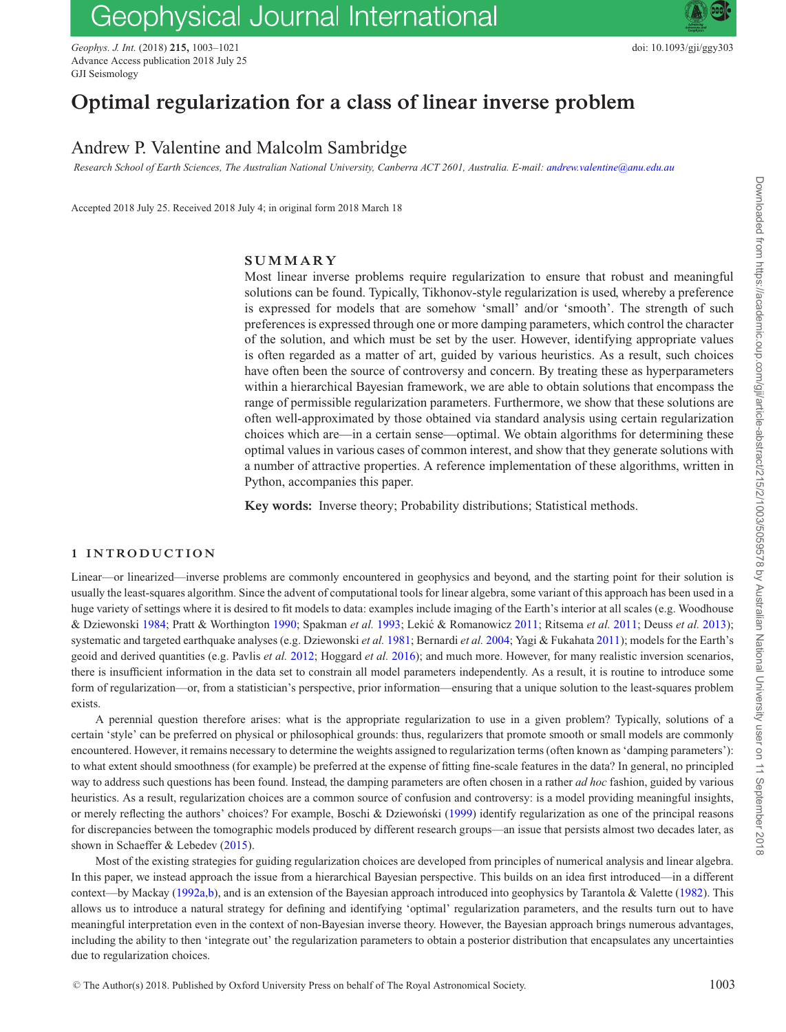# Optimal regularization for a class of linear inverse problem

Andrew P. Valentine and Malcolm Sambridge

*Research School of Earth Sciences, The Australian National University, Canberra ACT 2601, Australia. E-mail: andrew.valentine@anu.edu.au*

Accepted 2018 July 25. Received 2018 July 4; in original form 2018 March 18

## SUMMARY

Most linear inverse problems require regularization to ensure that robust and meaningful solutions can be found. Typically, Tikhonov-style regularization is used, whereby a preference is expressed for models that are somehow 'small' and/or 'smooth'. The strength of such preferences is expressed through one or more damping parameters, which control the character of the solution, and which must be set by the user. However, identifying appropriate values is often regarded as a matter of art, guided by various heuristics. As a result, such choices have often been the source of controversy and concern. By treating these as hyperparameters within a hierarchical Bayesian framework, we are able to obtain solutions that encompass the range of permissible regularization parameters. Furthermore, we show that these solutions are often well-approximated by those obtained via standard analysis using certain regularization choices which are—in a certain sense—optimal. We obtain algorithms for determining these optimal values in various cases of common interest, and show that they generate solutions with a number of attractive properties. A reference implementation of these algorithms, written in Python, accompanies this paper.

**Key words:** Inverse theory; Probability distributions; Statistical methods.

## 1 INTRODUCTION

Linear—or linearized—inverse problems are commonly encountered in geophysics and beyond, and the starting point for their solution is usually the least-squares algorithm. Since the advent of computational tools for linear algebra, some variant of this approach has been used in a huge variety of settings where it is desired to fit models to data: examples include imaging of the Earth's interior at all scales (e.g. Woodhouse & Dziewonski 1984; Pratt & Worthington 1990; Spakman *et al.* 1993; Lekić & Romanowicz 2011; Ritsema *et al.* 2011; Deuss *et al.* 2013); systematic and targeted earthquake analyses (e.g. Dziewonski *et al.* 1981; Bernardi *et al.* 2004; Yagi & Fukahata 2011); models for the Earth's geoid and derived quantities (e.g. Pavlis *et al.* 2012; Hoggard *et al.* 2016); and much more. However, for many realistic inversion scenarios, there is insufficient information in the data set to constrain all model parameters independently. As a result, it is routine to introduce some form of regularization—or, from a statistician's perspective, prior information—ensuring that a unique solution to the least-squares problem exists.

A perennial question therefore arises: what is the appropriate regularization to use in a given problem? Typically, solutions of a certain 'style' can be preferred on physical or philosophical grounds: thus, regularizers that promote smooth or small models are commonly encountered. However, it remains necessary to determine the weights assigned to regularization terms (often known as 'damping parameters'): to what extent should smoothness (for example) be preferred at the expense of fitting fine-scale features in the data? In general, no principled way to address such questions has been found. Instead, the damping parameters are often chosen in a rather *ad hoc* fashion, guided by various heuristics. As a result, regularization choices are a common source of confusion and controversy: is a model providing meaningful insights, or merely reflecting the authors' choices? For example, Boschi & Dziewoński (1999) identify regularization as one of the principal reasons for discrepancies between the tomographic models produced by different research groups—an issue that persists almost two decades later, as shown in Schaeffer & Lebedev (2015).

Most of the existing strategies for guiding regularization choices are developed from principles of numerical analysis and linear algebra. In this paper, we instead approach the issue from a hierarchical Bayesian perspective. This builds on an idea first introduced—in a different context—by Mackay (1992a,b), and is an extension of the Bayesian approach introduced into geophysics by Tarantola & Valette (1982). This allows us to introduce a natural strategy for defining and identifying 'optimal' regularization parameters, and the results turn out to have meaningful interpretation even in the context of non-Bayesian inverse theory. However, the Bayesian approach brings numerous advantages, including the ability to then 'integrate out' the regularization parameters to obtain a posterior distribution that encapsulates any uncertainties due to regularization choices.

© The Author(s) 2018. Published by Oxford University Press on behalf of The Royal Astronomical Society.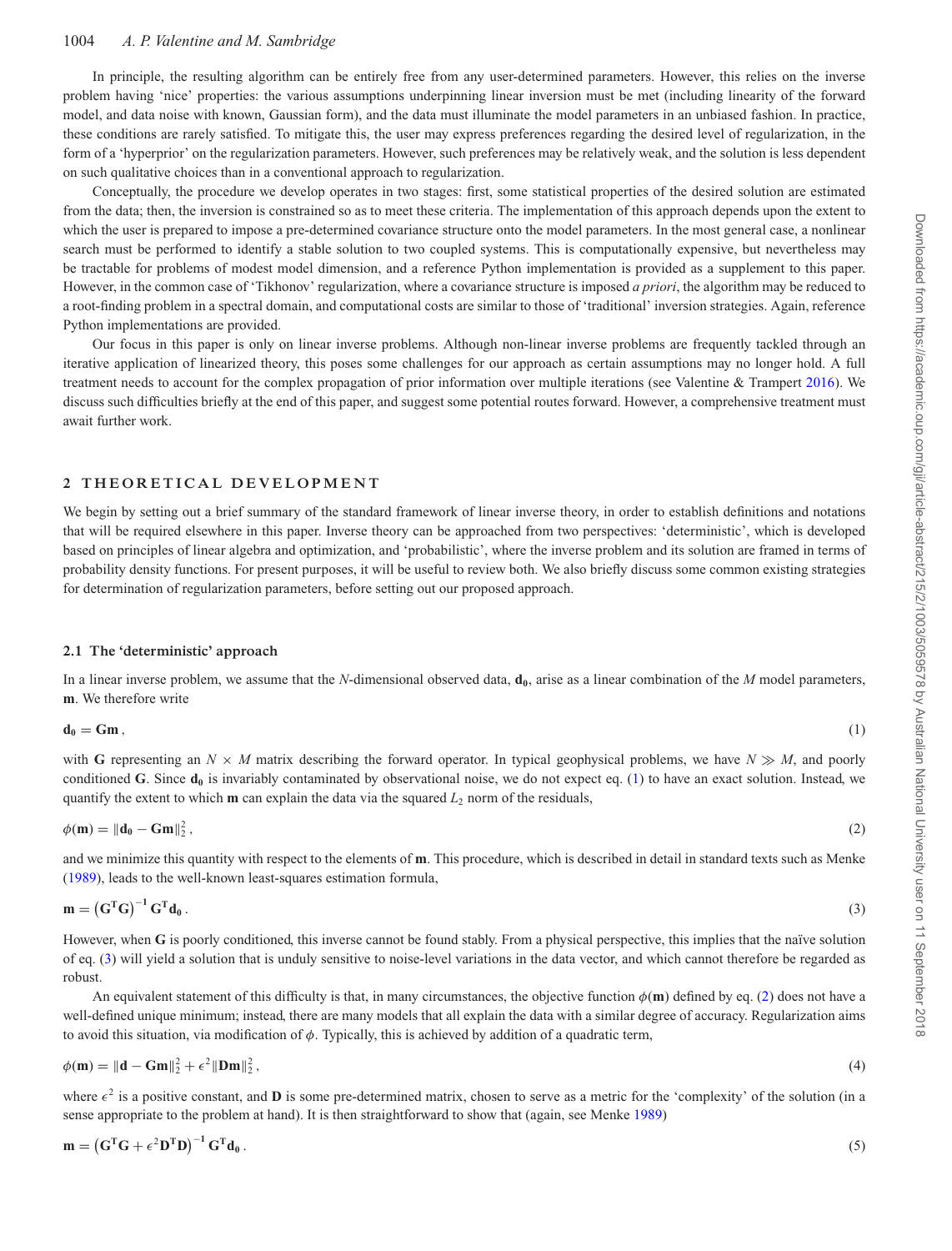In principle, the resulting algorithm can be entirely free from any user-determined parameters. However, this relies on the inverse problem having 'nice' properties: the various assumptions underpinning linear inversion must be met (including linearity of the forward model, and data noise with known, Gaussian form), and the data must illuminate the model parameters in an unbiased fashion. In practice, these conditions are rarely satisfied. To mitigate this, the user may express preferences regarding the desired level of regularization, in the form of a 'hyperprior' on the regularization parameters. However, such preferences may be relatively weak, and the solution is less dependent on such qualitative choices than in a conventional approach to regularization.

Conceptually, the procedure we develop operates in two stages: first, some statistical properties of the desired solution are estimated from the data; then, the inversion is constrained so as to meet these criteria. The implementation of this approach depends upon the extent to which the user is prepared to impose a pre-determined covariance structure onto the model parameters. In the most general case, a nonlinear search must be performed to identify a stable solution to two coupled systems. This is computationally expensive, but nevertheless may be tractable for problems of modest model dimension, and a reference Python implementation is provided as a supplement to this paper. However, in the common case of 'Tikhonov' regularization, where a covariance structure is imposed *a priori*, the algorithm may be reduced to a root-finding problem in a spectral domain, and computational costs are similar to those of 'traditional' inversion strategies. Again, reference Python implementations are provided.

Our focus in this paper is only on linear inverse problems. Although non-linear inverse problems are frequently tackled through an iterative application of linearized theory, this poses some challenges for our approach as certain assumptions may no longer hold. A full treatment needs to account for the complex propagation of prior information over multiple iterations (see Valentine & Trampert 2016). We discuss such difficulties briefly at the end of this paper, and suggest some potential routes forward. However, a comprehensive treatment must await further work.

## 2 THEORETICAL DEVELOPMENT

We begin by setting out a brief summary of the standard framework of linear inverse theory, in order to establish definitions and notations that will be required elsewhere in this paper. Inverse theory can be approached from two perspectives: 'deterministic', which is developed based on principles of linear algebra and optimization, and 'probabilistic', where the inverse problem and its solution are framed in terms of probability density functions. For present purposes, it will be useful to review both. We also briefly discuss some common existing strategies for determination of regularization parameters, before setting out our proposed approach.

### 2.1 The 'deterministic' approach

In a linear inverse problem, we assume that the $N$-dimensional observed data, $\mathbf{d_0}$, arise as a linear combination of the $M$ model parameters, $\mathbf{m}$. We therefore write

$$\mathbf{d_0} = \mathbf{G}\mathbf{m}\,, \tag{1}$$

with $\mathbf{G}$ representing an $N \times M$ matrix describing the forward operator. In typical geophysical problems, we have $N \gg M$, and poorly conditioned $\mathbf{G}$. Since $\mathbf{d_0}$ is invariably contaminated by observational noise, we do not expect eq. (1) to have an exact solution. Instead, we quantify the extent to which $\mathbf{m}$ can explain the data via the squared $L_2$ norm of the residuals,

$$\phi(\mathbf{m}) = \|\mathbf{d_0} - \mathbf{G}\mathbf{m}\|_2^2\,, \tag{2}$$

and we minimize this quantity with respect to the elements of $\mathbf{m}$. This procedure, which is described in detail in standard texts such as Menke (1989), leads to the well-known least-squares estimation formula,

$$\mathbf{m} = \left(\mathbf{G}^\mathbf{T}\mathbf{G}\right)^{-1}\mathbf{G}^\mathbf{T}\mathbf{d_0}\,. \tag{3}$$

However, when $\mathbf{G}$ is poorly conditioned, this inverse cannot be found stably. From a physical perspective, this implies that the naïve solution of eq. (3) will yield a solution that is unduly sensitive to noise-level variations in the data vector, and which cannot therefore be regarded as robust.

An equivalent statement of this difficulty is that, in many circumstances, the objective function $\phi(\mathbf{m})$ defined by eq. (2) does not have a well-defined unique minimum; instead, there are many models that all explain the data with a similar degree of accuracy. Regularization aims to avoid this situation, via modification of $\phi$. Typically, this is achieved by addition of a quadratic term,

$$\phi(\mathbf{m}) = \|\mathbf{d} - \mathbf{G}\mathbf{m}\|_2^2 + \epsilon^2\|\mathbf{D}\mathbf{m}\|_2^2\,, \tag{4}$$

where $\epsilon^2$ is a positive constant, and $\mathbf{D}$ is some pre-determined matrix, chosen to serve as a metric for the 'complexity' of the solution (in a sense appropriate to the problem at hand). It is then straightforward to show that (again, see Menke 1989)

$$\mathbf{m} = \left(\mathbf{G}^\mathbf{T}\mathbf{G} + \epsilon^2\mathbf{D}^\mathbf{T}\mathbf{D}\right)^{-1}\mathbf{G}^\mathbf{T}\mathbf{d_0}\,. \tag{5}$$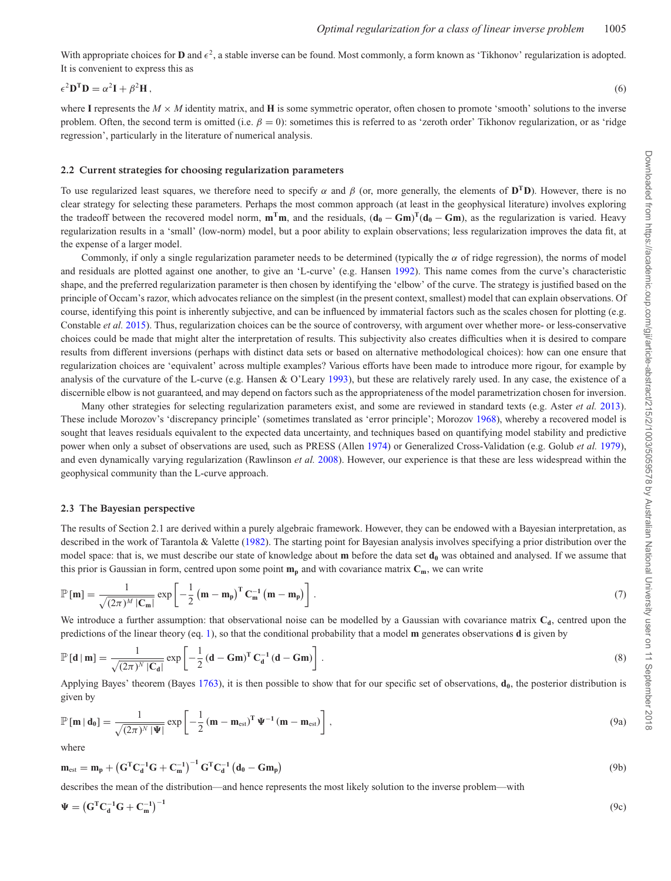With appropriate choices for $\mathbf{D}$ and $\epsilon^2$, a stable inverse can be found. Most commonly, a form known as 'Tikhonov' regularization is adopted. It is convenient to express this as

$$\epsilon^2 \mathbf{D}^\mathbf{T}\mathbf{D} = \alpha^2 \mathbf{I} + \beta^2 \mathbf{H}\,, \tag{6}$$

where $\mathbf{I}$ represents the $M \times M$ identity matrix, and $\mathbf{H}$ is some symmetric operator, often chosen to promote 'smooth' solutions to the inverse problem. Often, the second term is omitted (i.e. $\beta = 0$): sometimes this is referred to as 'zeroth order' Tikhonov regularization, or as 'ridge regression', particularly in the literature of numerical analysis.

## 2.2 Current strategies for choosing regularization parameters

To use regularized least squares, we therefore need to specify $\alpha$ and $\beta$ (or, more generally, the elements of $\mathbf{D}^\mathbf{T}\mathbf{D}$). However, there is no clear strategy for selecting these parameters. Perhaps the most common approach (at least in the geophysical literature) involves exploring the tradeoff between the recovered model norm, $\mathbf{m}^\mathbf{T}\mathbf{m}$, and the residuals, $(\mathbf{d_0} - \mathbf{Gm})^\mathbf{T}(\mathbf{d_0} - \mathbf{Gm})$, as the regularization is varied. Heavy regularization results in a 'small' (low-norm) model, but a poor ability to explain observations; less regularization improves the data fit, at the expense of a larger model.

Commonly, if only a single regularization parameter needs to be determined (typically the $\alpha$ of ridge regression), the norms of model and residuals are plotted against one another, to give an 'L-curve' (e.g. Hansen 1992). This name comes from the curve's characteristic shape, and the preferred regularization parameter is then chosen by identifying the 'elbow' of the curve. The strategy is justified based on the principle of Occam's razor, which advocates reliance on the simplest (in the present context, smallest) model that can explain observations. Of course, identifying this point is inherently subjective, and can be influenced by immaterial factors such as the scales chosen for plotting (e.g. Constable *et al.* 2015). Thus, regularization choices can be the source of controversy, with argument over whether more- or less-conservative choices could be made that might alter the interpretation of results. This subjectivity also creates difficulties when it is desired to compare results from different inversions (perhaps with distinct data sets or based on alternative methodological choices): how can one ensure that regularization choices are 'equivalent' across multiple examples? Various efforts have been made to introduce more rigour, for example by analysis of the curvature of the L-curve (e.g. Hansen & O'Leary 1993), but these are relatively rarely used. In any case, the existence of a discernible elbow is not guaranteed, and may depend on factors such as the appropriateness of the model parametrization chosen for inversion.

Many other strategies for selecting regularization parameters exist, and some are reviewed in standard texts (e.g. Aster *et al.* 2013). These include Morozov's 'discrepancy principle' (sometimes translated as 'error principle'; Morozov 1968), whereby a recovered model is sought that leaves residuals equivalent to the expected data uncertainty, and techniques based on quantifying model stability and predictive power when only a subset of observations are used, such as PRESS (Allen 1974) or Generalized Cross-Validation (e.g. Golub *et al.* 1979), and even dynamically varying regularization (Rawlinson *et al.* 2008). However, our experience is that these are less widespread within the geophysical community than the L-curve approach.

## 2.3 The Bayesian perspective

The results of Section 2.1 are derived within a purely algebraic framework. However, they can be endowed with a Bayesian interpretation, as described in the work of Tarantola & Valette (1982). The starting point for Bayesian analysis involves specifying a prior distribution over the model space: that is, we must describe our state of knowledge about $\mathbf{m}$ before the data set $\mathbf{d_0}$ was obtained and analysed. If we assume that this prior is Gaussian in form, centred upon some point $\mathbf{m_p}$ and with covariance matrix $\mathbf{C_m}$, we can write

$$\mathbb{P}\left[\mathbf{m}\right] = \frac{1}{\sqrt{(2\pi)^M\,|\mathbf{C_m}|}} \exp\left[-\frac{1}{2}\left(\mathbf{m} - \mathbf{m_p}\right)^\mathbf{T}\mathbf{C_m^{-1}}\left(\mathbf{m} - \mathbf{m_p}\right)\right]. \tag{7}$$

We introduce a further assumption: that observational noise can be modelled by a Gaussian with covariance matrix $\mathbf{C_d}$, centred upon the predictions of the linear theory (eq. 1), so that the conditional probability that a model $\mathbf{m}$ generates observations $\mathbf{d}$ is given by

$$\mathbb{P}\left[\mathbf{d}\,|\,\mathbf{m}\right] = \frac{1}{\sqrt{(2\pi)^N\,|\mathbf{C_d}|}} \exp\left[-\frac{1}{2}\left(\mathbf{d} - \mathbf{Gm}\right)^\mathbf{T}\mathbf{C_d^{-1}}\left(\mathbf{d} - \mathbf{Gm}\right)\right]. \tag{8}$$

Applying Bayes' theorem (Bayes 1763), it is then possible to show that for our specific set of observations, $\mathbf{d_0}$, the posterior distribution is given by

$$\mathbb{P}\left[\mathbf{m}\,|\,\mathbf{d_0}\right] = \frac{1}{\sqrt{(2\pi)^N\,|\mathbf{\Psi}|}} \exp\left[-\frac{1}{2}\left(\mathbf{m} - \mathbf{m}_\mathrm{est}\right)^\mathbf{T}\mathbf{\Psi}^{-1}\left(\mathbf{m} - \mathbf{m}_\mathrm{est}\right)\right], \tag{9a}$$

where

$$\mathbf{m}_\mathrm{est} = \mathbf{m_p} + \left(\mathbf{G^T C_d^{-1} G} + \mathbf{C_m^{-1}}\right)^{-1}\mathbf{G^T C_d^{-1}}\left(\mathbf{d_0} - \mathbf{Gm_p}\right) \tag{9b}$$

describes the mean of the distribution—and hence represents the most likely solution to the inverse problem—with

$$\mathbf{\Psi} = \left(\mathbf{G^T C_d^{-1} G} + \mathbf{C_m^{-1}}\right)^{-1} \tag{9c}$$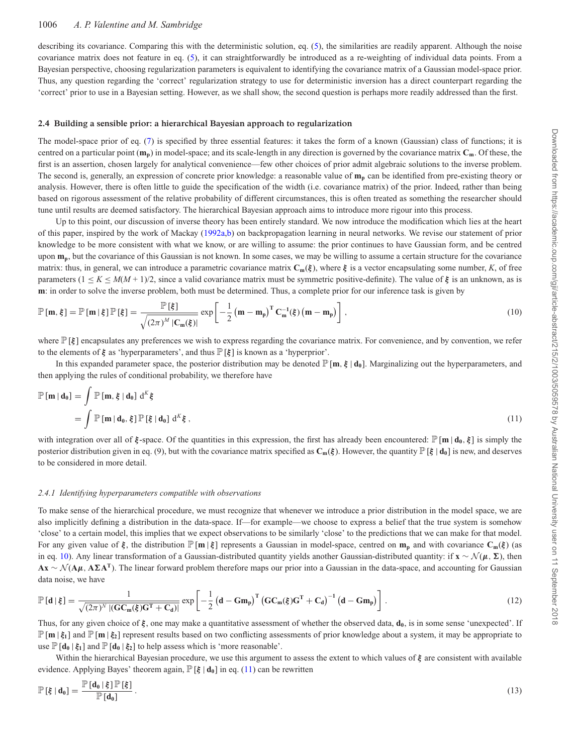describing its covariance. Comparing this with the deterministic solution, eq. (5), the similarities are readily apparent. Although the noise covariance matrix does not feature in eq. (5), it can straightforwardly be introduced as a re-weighting of individual data points. From a Bayesian perspective, choosing regularization parameters is equivalent to identifying the covariance matrix of a Gaussian model-space prior. Thus, any question regarding the 'correct' regularization strategy to use for deterministic inversion has a direct counterpart regarding the 'correct' prior to use in a Bayesian setting. However, as we shall show, the second question is perhaps more readily addressed than the first.

### 2.4 Building a sensible prior: a hierarchical Bayesian approach to regularization

The model-space prior of eq. (7) is specified by three essential features: it takes the form of a known (Gaussian) class of functions; it is centred on a particular point ($\mathbf{m_p}$) in model-space; and its scale-length in any direction is governed by the covariance matrix $\mathbf{C_m}$. Of these, the first is an assertion, chosen largely for analytical convenience—few other choices of prior admit algebraic solutions to the inverse problem. The second is, generally, an expression of concrete prior knowledge: a reasonable value of $\mathbf{m_p}$ can be identified from pre-existing theory or analysis. However, there is often little to guide the specification of the width (i.e. covariance matrix) of the prior. Indeed, rather than being based on rigorous assessment of the relative probability of different circumstances, this is often treated as something the researcher should tune until results are deemed satisfactory. The hierarchical Bayesian approach aims to introduce more rigour into this process.

Up to this point, our discussion of inverse theory has been entirely standard. We now introduce the modification which lies at the heart of this paper, inspired by the work of Mackay (1992a,b) on backpropagation learning in neural networks. We revise our statement of prior knowledge to be more consistent with what we know, or are willing to assume: the prior continues to have Gaussian form, and be centred upon $\mathbf{m_p}$, but the covariance of this Gaussian is not known. In some cases, we may be willing to assume a certain structure for the covariance matrix: thus, in general, we can introduce a parametric covariance matrix $\mathbf{C_m}(\boldsymbol{\xi})$, where $\boldsymbol{\xi}$ is a vector encapsulating some number, $K$, of free parameters ($1 \leq K \leq M(M+1)/2$, since a valid covariance matrix must be symmetric positive-definite). The value of $\boldsymbol{\xi}$ is an unknown, as is $\mathbf{m}$: in order to solve the inverse problem, both must be determined. Thus, a complete prior for our inference task is given by

$$\mathbb{P}\left[\mathbf{m}, \boldsymbol{\xi}\right] = \mathbb{P}\left[\mathbf{m} \mid \boldsymbol{\xi}\right]\mathbb{P}\left[\boldsymbol{\xi}\right] = \frac{\mathbb{P}\left[\boldsymbol{\xi}\right]}{\sqrt{(2\pi)^M \left|\mathbf{C_m}(\boldsymbol{\xi})\right|}} \exp\left[-\frac{1}{2}\left(\mathbf{m}-\mathbf{m_p}\right)^\mathbf{T}\mathbf{C_m^{-1}}(\boldsymbol{\xi})\left(\mathbf{m}-\mathbf{m_p}\right)\right], \tag{10}$$

where $\mathbb{P}\left[\boldsymbol{\xi}\right]$ encapsulates any preferences we wish to express regarding the covariance matrix. For convenience, and by convention, we refer to the elements of $\boldsymbol{\xi}$ as 'hyperparameters', and thus $\mathbb{P}\left[\boldsymbol{\xi}\right]$ is known as a 'hyperprior'.

In this expanded parameter space, the posterior distribution may be denoted $\mathbb{P}\left[\mathbf{m}, \boldsymbol{\xi} \mid \mathbf{d_0}\right]$. Marginalizing out the hyperparameters, and then applying the rules of conditional probability, we therefore have

$$\begin{aligned}
\mathbb{P}\left[\mathbf{m} \mid \mathbf{d_0}\right] &= \int \mathbb{P}\left[\mathbf{m}, \boldsymbol{\xi} \mid \mathbf{d_0}\right] \, \mathrm{d}^K\boldsymbol{\xi} \\
&= \int \mathbb{P}\left[\mathbf{m} \mid \mathbf{d_0}, \boldsymbol{\xi}\right]\mathbb{P}\left[\boldsymbol{\xi} \mid \mathbf{d_0}\right] \, \mathrm{d}^K\boldsymbol{\xi} \, ,
\end{aligned} \tag{11}$$

with integration over all of $\boldsymbol{\xi}$-space. Of the quantities in this expression, the first has already been encountered: $\mathbb{P}\left[\mathbf{m} \mid \mathbf{d_0}, \boldsymbol{\xi}\right]$ is simply the posterior distribution given in eq. (9), but with the covariance matrix specified as $\mathbf{C_m}(\boldsymbol{\xi})$. However, the quantity $\mathbb{P}\left[\boldsymbol{\xi} \mid \mathbf{d_0}\right]$ is new, and deserves to be considered in more detail.

#### 2.4.1 *Identifying hyperparameters compatible with observations*

To make sense of the hierarchical procedure, we must recognize that whenever we introduce a prior distribution in the model space, we are also implicitly defining a distribution in the data-space. If—for example—we choose to express a belief that the true system is somehow 'close' to a certain model, this implies that we expect observations to be similarly 'close' to the predictions that we can make for that model. For any given value of $\boldsymbol{\xi}$, the distribution $\mathbb{P}\left[\mathbf{m} \mid \boldsymbol{\xi}\right]$ represents a Gaussian in model-space, centred on $\mathbf{m_p}$ and with covariance $\mathbf{C_m}(\boldsymbol{\xi})$ (as in eq. 10). Any linear transformation of a Gaussian-distributed quantity yields another Gaussian-distributed quantity: if $\mathbf{x} \sim \mathcal{N}(\boldsymbol{\mu}, \boldsymbol{\Sigma})$, then $\mathbf{Ax} \sim \mathcal{N}(\mathbf{A}\boldsymbol{\mu}, \mathbf{A}\boldsymbol{\Sigma}\mathbf{A^T})$. The linear forward problem therefore maps our prior into a Gaussian in the data-space, and accounting for Gaussian data noise, we have

$$\mathbb{P}\left[\mathbf{d} \mid \boldsymbol{\xi}\right] = \frac{1}{\sqrt{(2\pi)^N \left|(\mathbf{G}\mathbf{C_m}(\boldsymbol{\xi})\mathbf{G^T} + \mathbf{C_d})\right|}} \exp\left[-\frac{1}{2}\left(\mathbf{d}-\mathbf{G}\mathbf{m_p}\right)^\mathbf{T}\left(\mathbf{G}\mathbf{C_m}(\boldsymbol{\xi})\mathbf{G^T} + \mathbf{C_d}\right)^{-1}\left(\mathbf{d}-\mathbf{G}\mathbf{m_p}\right)\right]. \tag{12}$$

Thus, for any given choice of $\boldsymbol{\xi}$, one may make a quantitative assessment of whether the observed data, $\mathbf{d_0}$, is in some sense 'unexpected'. If $\mathbb{P}\left[\mathbf{m} \mid \boldsymbol{\xi}_1\right]$ and $\mathbb{P}\left[\mathbf{m} \mid \boldsymbol{\xi}_2\right]$ represent results based on two conflicting assessments of prior knowledge about a system, it may be appropriate to use $\mathbb{P}\left[\mathbf{d_0} \mid \boldsymbol{\xi}_1\right]$ and $\mathbb{P}\left[\mathbf{d_0} \mid \boldsymbol{\xi}_2\right]$ to help assess which is 'more reasonable'.

Within the hierarchical Bayesian procedure, we use this argument to assess the extent to which values of $\boldsymbol{\xi}$ are consistent with available evidence. Applying Bayes' theorem again, $\mathbb{P}\left[\boldsymbol{\xi} \mid \mathbf{d_0}\right]$ in eq. (11) can be rewritten

$$\mathbb{P}\left[\boldsymbol{\xi} \mid \mathbf{d_0}\right] = \frac{\mathbb{P}\left[\mathbf{d_0} \mid \boldsymbol{\xi}\right]\mathbb{P}\left[\boldsymbol{\xi}\right]}{\mathbb{P}\left[\mathbf{d_0}\right]}. \tag{13}$$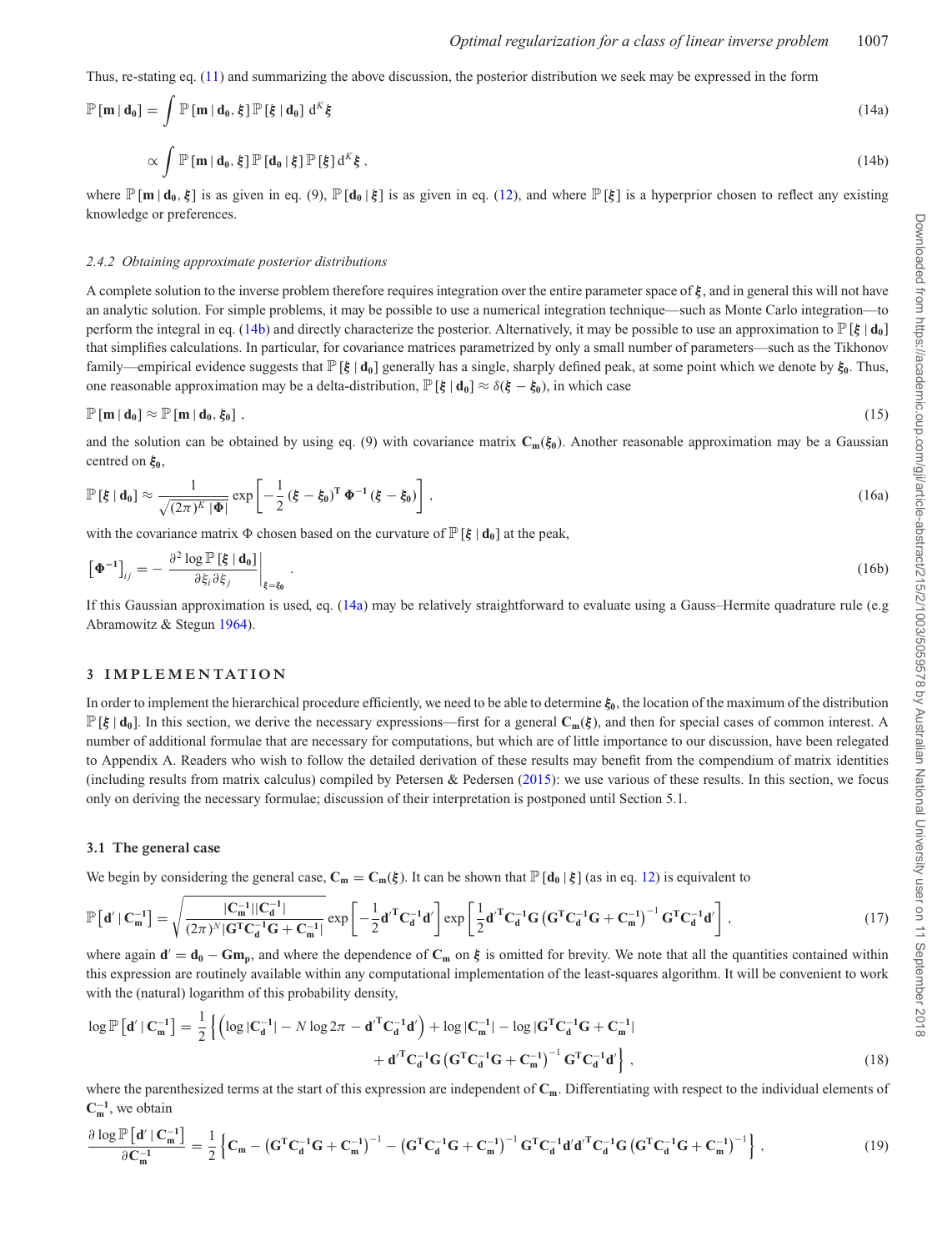Thus, re-stating eq. (11) and summarizing the above discussion, the posterior distribution we seek may be expressed in the form

$$\mathbb{P}\left[\mathbf{m} \mid \mathbf{d_0}\right] = \int \mathbb{P}\left[\mathbf{m} \mid \mathbf{d_0}, \boldsymbol{\xi}\right] \mathbb{P}\left[\boldsymbol{\xi} \mid \mathbf{d_0}\right] \,\mathrm{d}^K \boldsymbol{\xi} \tag{14a}$$

$$\propto \int \mathbb{P}\left[\mathbf{m} \mid \mathbf{d_0}, \boldsymbol{\xi}\right] \mathbb{P}\left[\mathbf{d_0} \mid \boldsymbol{\xi}\right] \mathbb{P}\left[\boldsymbol{\xi}\right] \mathrm{d}^K \boldsymbol{\xi}\,, \tag{14b}$$

where $\mathbb{P}\left[\mathbf{m} \mid \mathbf{d_0}, \boldsymbol{\xi}\right]$ is as given in eq. (9), $\mathbb{P}\left[\mathbf{d_0} \mid \boldsymbol{\xi}\right]$ is as given in eq. (12), and where $\mathbb{P}\left[\boldsymbol{\xi}\right]$ is a hyperprior chosen to reflect any existing knowledge or preferences.

### *2.4.2 Obtaining approximate posterior distributions*

A complete solution to the inverse problem therefore requires integration over the entire parameter space of $\boldsymbol{\xi}$, and in general this will not have an analytic solution. For simple problems, it may be possible to use a numerical integration technique—such as Monte Carlo integration—to perform the integral in eq. (14b) and directly characterize the posterior. Alternatively, it may be possible to use an approximation to $\mathbb{P}\left[\boldsymbol{\xi} \mid \mathbf{d_0}\right]$ that simplifies calculations. In particular, for covariance matrices parametrized by only a small number of parameters—such as the Tikhonov family—empirical evidence suggests that $\mathbb{P}\left[\boldsymbol{\xi} \mid \mathbf{d_0}\right]$ generally has a single, sharply defined peak, at some point which we denote by $\boldsymbol{\xi_0}$. Thus, one reasonable approximation may be a delta-distribution, $\mathbb{P}\left[\boldsymbol{\xi} \mid \mathbf{d_0}\right] \approx \delta(\boldsymbol{\xi} - \boldsymbol{\xi_0})$, in which case

$$\mathbb{P}\left[\mathbf{m} \mid \mathbf{d_0}\right] \approx \mathbb{P}\left[\mathbf{m} \mid \mathbf{d_0}, \boldsymbol{\xi_0}\right]\,, \tag{15}$$

and the solution can be obtained by using eq. (9) with covariance matrix $\mathbf{C_m}(\boldsymbol{\xi_0})$. Another reasonable approximation may be a Gaussian centred on $\boldsymbol{\xi_0}$,

$$\mathbb{P}\left[\boldsymbol{\xi} \mid \mathbf{d_0}\right] \approx \frac{1}{\sqrt{(2\pi)^K |\boldsymbol{\Phi}|}} \exp\left[-\frac{1}{2}\left(\boldsymbol{\xi} - \boldsymbol{\xi_0}\right)^{\mathbf{T}} \boldsymbol{\Phi}^{-1} \left(\boldsymbol{\xi} - \boldsymbol{\xi_0}\right)\right], \tag{16a}$$

with the covariance matrix $\Phi$ chosen based on the curvature of $\mathbb{P}\left[\boldsymbol{\xi} \mid \mathbf{d_0}\right]$ at the peak,

$$\left[\boldsymbol{\Phi}^{-1}\right]_{ij} = -\left.\frac{\partial^2 \log \mathbb{P}\left[\boldsymbol{\xi} \mid \mathbf{d_0}\right]}{\partial \xi_i \partial \xi_j}\right|_{\xi = \xi_0}. \tag{16b}$$

If this Gaussian approximation is used, eq. (14a) may be relatively straightforward to evaluate using a Gauss–Hermite quadrature rule (e.g Abramowitz & Stegun 1964).

## 3 IMPLEMENTATION

In order to implement the hierarchical procedure efficiently, we need to be able to determine $\boldsymbol{\xi_0}$, the location of the maximum of the distribution $\mathbb{P}\left[\boldsymbol{\xi} \mid \mathbf{d_0}\right]$. In this section, we derive the necessary expressions—first for a general $\mathbf{C_m}(\boldsymbol{\xi})$, and then for special cases of common interest. A number of additional formulae that are necessary for computations, but which are of little importance to our discussion, have been relegated to Appendix A. Readers who wish to follow the detailed derivation of these results may benefit from the compendium of matrix identities (including results from matrix calculus) compiled by Petersen & Pedersen (2015): we use various of these results. In this section, we focus only on deriving the necessary formulae; discussion of their interpretation is postponed until Section 5.1.

### 3.1 The general case

We begin by considering the general case, $\mathbf{C_m} = \mathbf{C_m}(\boldsymbol{\xi})$. It can be shown that $\mathbb{P}\left[\mathbf{d_0} \mid \boldsymbol{\xi}\right]$ (as in eq. 12) is equivalent to

$$\mathbb{P}\left[\mathbf{d}' \mid \mathbf{C_m^{-1}}\right] = \sqrt{\frac{|\mathbf{C_m^{-1}}||\mathbf{C_d^{-1}}|}{(2\pi)^N |\mathbf{G^T C_d^{-1} G} + \mathbf{C_m^{-1}}|}} \exp\left[-\frac{1}{2}\mathbf{d}'^{\mathbf{T}}\mathbf{C_d^{-1}}\mathbf{d}'\right] \exp\left[\frac{1}{2}\mathbf{d}'^{\mathbf{T}}\mathbf{C_d^{-1}}\mathbf{G}\left(\mathbf{G^T C_d^{-1} G} + \mathbf{C_m^{-1}}\right)^{-1}\mathbf{G^T C_d^{-1}}\mathbf{d}'\right], \tag{17}$$

where again $\mathbf{d}' = \mathbf{d_0} - \mathbf{G m_p}$, and where the dependence of $\mathbf{C_m}$ on $\boldsymbol{\xi}$ is omitted for brevity. We note that all the quantities contained within this expression are routinely available within any computational implementation of the least-squares algorithm. It will be convenient to work with the (natural) logarithm of this probability density,

$$\log \mathbb{P}\left[\mathbf{d}' \mid \mathbf{C_m^{-1}}\right] = \frac{1}{2}\left\{\left(\log|\mathbf{C_d^{-1}}| - N\log 2\pi - \mathbf{d}'^{\mathbf{T}}\mathbf{C_d^{-1}}\mathbf{d}'\right) + \log|\mathbf{C_m^{-1}}| - \log|\mathbf{G^T C_d^{-1} G} + \mathbf{C_m^{-1}}| + \mathbf{d}'^{\mathbf{T}}\mathbf{C_d^{-1}}\mathbf{G}\left(\mathbf{G^T C_d^{-1} G} + \mathbf{C_m^{-1}}\right)^{-1}\mathbf{G^T C_d^{-1}}\mathbf{d}'\right\}, \tag{18}$$

where the parenthesized terms at the start of this expression are independent of $\mathbf{C_m}$. Differentiating with respect to the individual elements of $\mathbf{C_m^{-1}}$, we obtain

$$\frac{\partial \log \mathbb{P}\left[\mathbf{d}' \mid \mathbf{C_m^{-1}}\right]}{\partial \mathbf{C_m^{-1}}} = \frac{1}{2}\left\{\mathbf{C_m} - \left(\mathbf{G^T C_d^{-1} G} + \mathbf{C_m^{-1}}\right)^{-1} - \left(\mathbf{G^T C_d^{-1} G} + \mathbf{C_m^{-1}}\right)^{-1}\mathbf{G^T C_d^{-1}}\mathbf{d}'\mathbf{d}'^{\mathbf{T}}\mathbf{C_d^{-1}}\mathbf{G}\left(\mathbf{G^T C_d^{-1} G} + \mathbf{C_m^{-1}}\right)^{-1}\right\}, \tag{19}$$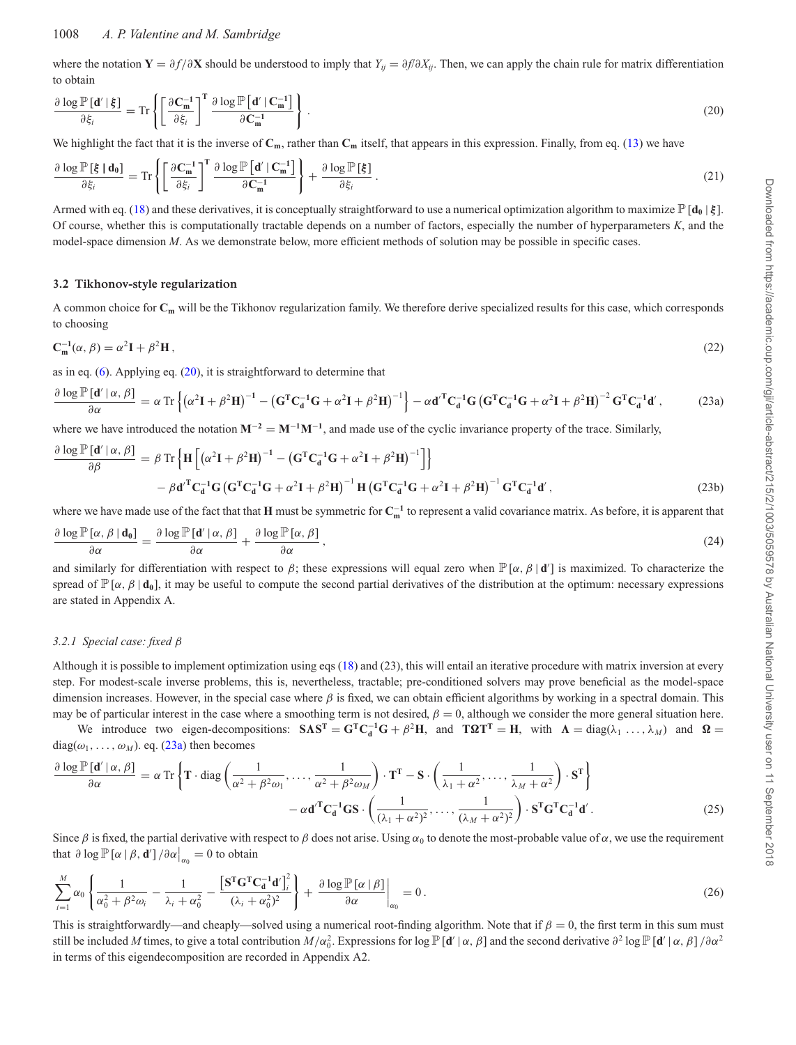where the notation $\mathbf{Y} = \partial f / \partial \mathbf{X}$ should be understood to imply that $Y_{ij} = \partial f / \partial X_{ij}$. Then, we can apply the chain rule for matrix differentiation to obtain

$$\frac{\partial \log \mathbb{P}\left[\mathbf{d}' \mid \boldsymbol{\xi}\right]}{\partial \xi_i} = \mathrm{Tr}\left\{\left[\frac{\partial \mathbf{C_m^{-1}}}{\partial \xi_i}\right]^{\mathbf{T}} \frac{\partial \log \mathbb{P}\left[\mathbf{d}' \mid \mathbf{C_m^{-1}}\right]}{\partial \mathbf{C_m^{-1}}}\right\}. \tag{20}$$

We highlight the fact that it is the inverse of $\mathbf{C_m}$, rather than $\mathbf{C_m}$ itself, that appears in this expression. Finally, from eq. (13) we have

$$\frac{\partial \log \mathbb{P}\left[\boldsymbol{\xi} \mid \mathbf{d_0}\right]}{\partial \xi_i} = \mathrm{Tr}\left\{\left[\frac{\partial \mathbf{C_m^{-1}}}{\partial \xi_i}\right]^{\mathbf{T}} \frac{\partial \log \mathbb{P}\left[\mathbf{d}' \mid \mathbf{C_m^{-1}}\right]}{\partial \mathbf{C_m^{-1}}}\right\} + \frac{\partial \log \mathbb{P}\left[\boldsymbol{\xi}\right]}{\partial \xi_i}. \tag{21}$$

Armed with eq. (18) and these derivatives, it is conceptually straightforward to use a numerical optimization algorithm to maximize $\mathbb{P}\left[\mathbf{d_0} \mid \boldsymbol{\xi}\right]$. Of course, whether this is computationally tractable depends on a number of factors, especially the number of hyperparameters $K$, and the model-space dimension $M$. As we demonstrate below, more efficient methods of solution may be possible in specific cases.

### 3.2 Tikhonov-style regularization

A common choice for $\mathbf{C_m}$ will be the Tikhonov regularization family. We therefore derive specialized results for this case, which corresponds to choosing

$$\mathbf{C_m^{-1}}(\alpha, \beta) = \alpha^2 \mathbf{I} + \beta^2 \mathbf{H}, \tag{22}$$

as in eq. (6). Applying eq. (20), it is straightforward to determine that

$$\frac{\partial \log \mathbb{P}\left[\mathbf{d}' \mid \alpha, \beta\right]}{\partial \alpha} = \alpha\, \mathrm{Tr}\left\{\left(\alpha^2\mathbf{I} + \beta^2\mathbf{H}\right)^{-1} - \left(\mathbf{G^T C_d^{-1} G} + \alpha^2\mathbf{I} + \beta^2\mathbf{H}\right)^{-1}\right\} - \alpha \mathbf{d}'^{\mathbf{T}}\mathbf{C_d^{-1}G}\left(\mathbf{G^T C_d^{-1} G} + \alpha^2\mathbf{I} + \beta^2\mathbf{H}\right)^{-2}\mathbf{G^T C_d^{-1} d}', \tag{23a}$$

where we have introduced the notation $\mathbf{M^{-2}} = \mathbf{M^{-1}M^{-1}}$, and made use of the cyclic invariance property of the trace. Similarly,

$$\begin{aligned}\frac{\partial \log \mathbb{P}\left[\mathbf{d}' \mid \alpha, \beta\right]}{\partial \beta} &= \beta\, \mathrm{Tr}\left\{\mathbf{H}\left[\left(\alpha^2\mathbf{I} + \beta^2\mathbf{H}\right)^{-1} - \left(\mathbf{G^T C_d^{-1} G} + \alpha^2\mathbf{I} + \beta^2\mathbf{H}\right)^{-1}\right]\right\} \\ &\quad - \beta \mathbf{d}'^{\mathbf{T}}\mathbf{C_d^{-1}G}\left(\mathbf{G^T C_d^{-1} G} + \alpha^2\mathbf{I} + \beta^2\mathbf{H}\right)^{-1}\mathbf{H}\left(\mathbf{G^T C_d^{-1} G} + \alpha^2\mathbf{I} + \beta^2\mathbf{H}\right)^{-1}\mathbf{G^T C_d^{-1} d}',\end{aligned} \tag{23b}$$

where we have made use of the fact that that $\mathbf{H}$ must be symmetric for $\mathbf{C_m^{-1}}$ to represent a valid covariance matrix. As before, it is apparent that

$$\frac{\partial \log \mathbb{P}\left[\alpha, \beta \mid \mathbf{d_0}\right]}{\partial \alpha} = \frac{\partial \log \mathbb{P}\left[\mathbf{d}' \mid \alpha, \beta\right]}{\partial \alpha} + \frac{\partial \log \mathbb{P}\left[\alpha, \beta\right]}{\partial \alpha}, \tag{24}$$

and similarly for differentiation with respect to $\beta$; these expressions will equal zero when $\mathbb{P}\left[\alpha, \beta \mid \mathbf{d}'\right]$ is maximized. To characterize the spread of $\mathbb{P}\left[\alpha, \beta \mid \mathbf{d_0}\right]$, it may be useful to compute the second partial derivatives of the distribution at the optimum: necessary expressions are stated in Appendix A.

#### *3.2.1 Special case: fixed β*

Although it is possible to implement optimization using eqs (18) and (23), this will entail an iterative procedure with matrix inversion at every step. For modest-scale inverse problems, this is, nevertheless, tractable; pre-conditioned solvers may prove beneficial as the model-space dimension increases. However, in the special case where $\beta$ is fixed, we can obtain efficient algorithms by working in a spectral domain. This may be of particular interest in the case where a smoothing term is not desired, $\beta = 0$, although we consider the more general situation here.

We introduce two eigen-decompositions: $\mathbf{S\Lambda S^T} = \mathbf{G^T C_d^{-1} G} + \beta^2\mathbf{H}$, and $\mathbf{T\Omega T^T} = \mathbf{H}$, with $\mathbf{\Lambda} = \mathrm{diag}(\lambda_1 \ldots, \lambda_M)$ and $\mathbf{\Omega} = \mathrm{diag}(\omega_1, \ldots, \omega_M)$. eq. (23a) then becomes

$$\begin{aligned}\frac{\partial \log \mathbb{P}\left[\mathbf{d}' \mid \alpha, \beta\right]}{\partial \alpha} &= \alpha\, \mathrm{Tr}\left\{\mathbf{T}\cdot \mathrm{diag}\left(\frac{1}{\alpha^2 + \beta^2\omega_1}, \ldots, \frac{1}{\alpha^2 + \beta^2\omega_M}\right)\cdot \mathbf{T^T} - \mathbf{S}\cdot\left(\frac{1}{\lambda_1 + \alpha^2}, \ldots, \frac{1}{\lambda_M + \alpha^2}\right)\cdot \mathbf{S^T}\right\} \\ &\quad - \alpha \mathbf{d}'^{\mathbf{T}}\mathbf{C_d^{-1}GS}\cdot\left(\frac{1}{(\lambda_1 + \alpha^2)^2}, \ldots, \frac{1}{(\lambda_M + \alpha^2)^2}\right)\cdot \mathbf{S^T G^T C_d^{-1} d}'.\end{aligned} \tag{25}$$

Since $\beta$ is fixed, the partial derivative with respect to $\beta$ does not arise. Using $\alpha_0$ to denote the most-probable value of $\alpha$, we use the requirement that $\partial \log \mathbb{P}\left[\alpha \mid \beta, \mathbf{d}'\right] / \partial\alpha \big|_{\alpha_0} = 0$ to obtain

$$\sum_{i=1}^{M} \alpha_0 \left\{\frac{1}{\alpha_0^2 + \beta^2\omega_i} - \frac{1}{\lambda_i + \alpha_0^2} - \frac{\left[\mathbf{S^T G^T C_d^{-1} d}'\right]_i^2}{(\lambda_i + \alpha_0^2)^2}\right\} + \left.\frac{\partial \log \mathbb{P}\left[\alpha \mid \beta\right]}{\partial \alpha}\right|_{\alpha_0} = 0. \tag{26}$$

This is straightforwardly—and cheaply—solved using a numerical root-finding algorithm. Note that if $\beta = 0$, the first term in this sum must still be included $M$ times, to give a total contribution $M/\alpha_0^2$. Expressions for $\log \mathbb{P}\left[\mathbf{d}' \mid \alpha, \beta\right]$ and the second derivative $\partial^2 \log \mathbb{P}\left[\mathbf{d}' \mid \alpha, \beta\right] / \partial\alpha^2$ in terms of this eigendecomposition are recorded in Appendix A2.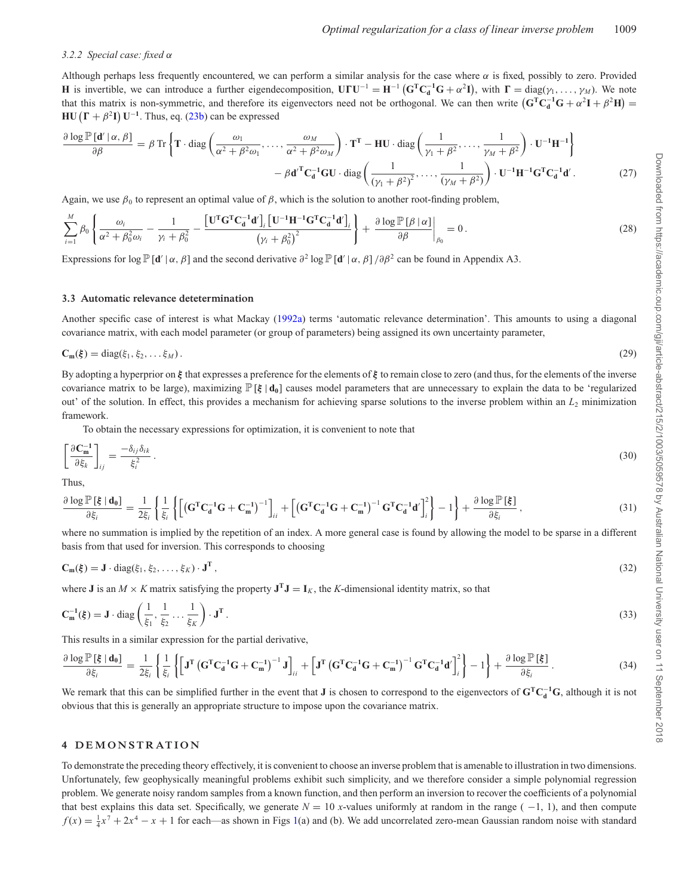### 3.2.2 *Special case: fixed $\alpha$*

Although perhaps less frequently encountered, we can perform a similar analysis for the case where $\alpha$ is fixed, possibly to zero. Provided $\mathbf{H}$ is invertible, we can introduce a further eigendecomposition, $\mathbf{U}\boldsymbol{\Gamma}\mathbf{U}^{-1} = \mathbf{H}^{-1}\left(\mathbf{G}^{\mathbf{T}}\mathbf{C}_{\mathbf{d}}^{-1}\mathbf{G} + \alpha^2\mathbf{I}\right)$, with $\boldsymbol{\Gamma} = \mathrm{diag}(\gamma_1, \ldots, \gamma_M)$. We note that this matrix is non-symmetric, and therefore its eigenvectors need not be orthogonal. We can then write $\left(\mathbf{G}^{\mathbf{T}}\mathbf{C}_{\mathbf{d}}^{-1}\mathbf{G} + \alpha^2\mathbf{I} + \beta^2\mathbf{H}\right) = \mathbf{H}\mathbf{U}\left(\boldsymbol{\Gamma} + \beta^2\mathbf{I}\right)\mathbf{U}^{-1}$. Thus, eq. (23b) can be expressed

$$\frac{\partial \log \mathbb{P}\left[\mathbf{d}' \,|\, \alpha, \beta\right]}{\partial \beta} = \beta \,\mathrm{Tr}\left\{\mathbf{T}\cdot\mathrm{diag}\left(\frac{\omega_1}{\alpha^2+\beta^2\omega_1}, \ldots, \frac{\omega_M}{\alpha^2+\beta^2\omega_M}\right)\cdot\mathbf{T}^{\mathbf{T}} - \mathbf{H}\mathbf{U}\cdot\mathrm{diag}\left(\frac{1}{\gamma_1+\beta^2}, \ldots, \frac{1}{\gamma_M+\beta^2}\right)\cdot\mathbf{U}^{-1}\mathbf{H}^{-1}\right\}$$
$$- \beta\mathbf{d}'^{\mathbf{T}}\mathbf{C}_{\mathbf{d}}^{-1}\mathbf{G}\mathbf{U}\cdot\mathrm{diag}\left(\frac{1}{\left(\gamma_1+\beta^2\right)^2}, \ldots, \frac{1}{\left(\gamma_M+\beta^2\right)}\right)\cdot\mathbf{U}^{-1}\mathbf{H}^{-1}\mathbf{G}^{\mathbf{T}}\mathbf{C}_{\mathbf{d}}^{-1}\mathbf{d}'\,. \tag{27}$$

Again, we use $\beta_0$ to represent an optimal value of $\beta$, which is the solution to another root-finding problem,

$$\sum_{i=1}^{M}\beta_0\left\{\frac{\omega_i}{\alpha^2+\beta_0^2\omega_i} - \frac{1}{\gamma_i+\beta_0^2} - \frac{\left[\mathbf{U}^{\mathbf{T}}\mathbf{G}^{\mathbf{T}}\mathbf{C}_{\mathbf{d}}^{-1}\mathbf{d}'\right]_i\left[\mathbf{U}^{-1}\mathbf{H}^{-1}\mathbf{G}^{\mathbf{T}}\mathbf{C}_{\mathbf{d}}^{-1}\mathbf{d}'\right]_i}{\left(\gamma_i+\beta_0^2\right)^2}\right\} + \left.\frac{\partial \log \mathbb{P}\left[\beta \,|\, \alpha\right]}{\partial \beta}\right|_{\beta_0} = 0\,. \tag{28}$$

Expressions for $\log \mathbb{P}\left[\mathbf{d}' \,|\, \alpha, \beta\right]$ and the second derivative $\partial^2 \log \mathbb{P}\left[\mathbf{d}' \,|\, \alpha, \beta\right]/\partial\beta^2$ can be found in Appendix A3.

### 3.3 Automatic relevance detetermination

Another specific case of interest is what Mackay (1992a) terms 'automatic relevance determination'. This amounts to using a diagonal covariance matrix, with each model parameter (or group of parameters) being assigned its own uncertainty parameter,

$$\mathbf{C}_{\mathbf{m}}(\boldsymbol{\xi}) = \mathrm{diag}(\xi_1, \xi_2, \ldots \xi_M)\,. \tag{29}$$

By adopting a hyperprior on $\boldsymbol{\xi}$ that expresses a preference for the elements of $\boldsymbol{\xi}$ to remain close to zero (and thus, for the elements of the inverse covariance matrix to be large), maximizing $\mathbb{P}\left[\boldsymbol{\xi} \,|\, \mathbf{d_0}\right]$ causes model parameters that are unnecessary to explain the data to be 'regularized out' of the solution. In effect, this provides a mechanism for achieving sparse solutions to the inverse problem within an $L_2$ minimization framework.

To obtain the necessary expressions for optimization, it is convenient to note that

$$\left[\frac{\partial \mathbf{C}_{\mathbf{m}}^{-1}}{\partial \xi_k}\right]_{ij} = \frac{-\delta_{ij}\delta_{ik}}{\xi_i^2}\,. \tag{30}$$

Thus,

$$\frac{\partial \log \mathbb{P}\left[\boldsymbol{\xi} \,|\, \mathbf{d_0}\right]}{\partial \xi_i} = \frac{1}{2\xi_i}\left\{\frac{1}{\xi_i}\left\{\left[\left(\mathbf{G}^{\mathbf{T}}\mathbf{C}_{\mathbf{d}}^{-1}\mathbf{G} + \mathbf{C}_{\mathbf{m}}^{-1}\right)^{-1}\right]_{ii} + \left[\left(\mathbf{G}^{\mathbf{T}}\mathbf{C}_{\mathbf{d}}^{-1}\mathbf{G} + \mathbf{C}_{\mathbf{m}}^{-1}\right)^{-1}\mathbf{G}^{\mathbf{T}}\mathbf{C}_{\mathbf{d}}^{-1}\mathbf{d}'\right]_i^2\right\} - 1\right\} + \frac{\partial \log \mathbb{P}\left[\boldsymbol{\xi}\right]}{\partial \xi_i}\,, \tag{31}$$

where no summation is implied by the repetition of an index. A more general case is found by allowing the model to be sparse in a different basis from that used for inversion. This corresponds to choosing

$$\mathbf{C}_{\mathbf{m}}(\boldsymbol{\xi}) = \mathbf{J}\cdot\mathrm{diag}(\xi_1, \xi_2, \ldots, \xi_K)\cdot\mathbf{J}^{\mathbf{T}}\,, \tag{32}$$

where $\mathbf{J}$ is an $M \times K$ matrix satisfying the property $\mathbf{J}^{\mathbf{T}}\mathbf{J} = \mathbf{I}_K$, the $K$-dimensional identity matrix, so that

$$\mathbf{C}_{\mathbf{m}}^{-1}(\boldsymbol{\xi}) = \mathbf{J}\cdot\mathrm{diag}\left(\frac{1}{\xi_1}, \frac{1}{\xi_2}\ldots\frac{1}{\xi_K}\right)\cdot\mathbf{J}^{\mathbf{T}}\,. \tag{33}$$

This results in a similar expression for the partial derivative,

$$\frac{\partial \log \mathbb{P}\left[\boldsymbol{\xi} \,|\, \mathbf{d_0}\right]}{\partial \xi_i} = \frac{1}{2\xi_i}\left\{\frac{1}{\xi_i}\left\{\left[\mathbf{J}^{\mathbf{T}}\left(\mathbf{G}^{\mathbf{T}}\mathbf{C}_{\mathbf{d}}^{-1}\mathbf{G} + \mathbf{C}_{\mathbf{m}}^{-1}\right)^{-1}\mathbf{J}\right]_{ii} + \left[\mathbf{J}^{\mathbf{T}}\left(\mathbf{G}^{\mathbf{T}}\mathbf{C}_{\mathbf{d}}^{-1}\mathbf{G} + \mathbf{C}_{\mathbf{m}}^{-1}\right)^{-1}\mathbf{G}^{\mathbf{T}}\mathbf{C}_{\mathbf{d}}^{-1}\mathbf{d}'\right]_i^2\right\} - 1\right\} + \frac{\partial \log \mathbb{P}\left[\boldsymbol{\xi}\right]}{\partial \xi_i}\,. \tag{34}$$

We remark that this can be simplified further in the event that $\mathbf{J}$ is chosen to correspond to the eigenvectors of $\mathbf{G}^{\mathbf{T}}\mathbf{C}_{\mathbf{d}}^{-1}\mathbf{G}$, although it is not obvious that this is generally an appropriate structure to impose upon the covariance matrix.

## 4 DEMONSTRATION

To demonstrate the preceding theory effectively, it is convenient to choose an inverse problem that is amenable to illustration in two dimensions. Unfortunately, few geophysically meaningful problems exhibit such simplicity, and we therefore consider a simple polynomial regression problem. We generate noisy random samples from a known function, and then perform an inversion to recover the coefficients of a polynomial that best explains this data set. Specifically, we generate $N = 10$ $x$-values uniformly at random in the range $(-1, 1)$, and then compute $f(x) = \frac{1}{4}x^7 + 2x^4 - x + 1$ for each—as shown in Figs 1(a) and (b). We add uncorrelated zero-mean Gaussian random noise with standard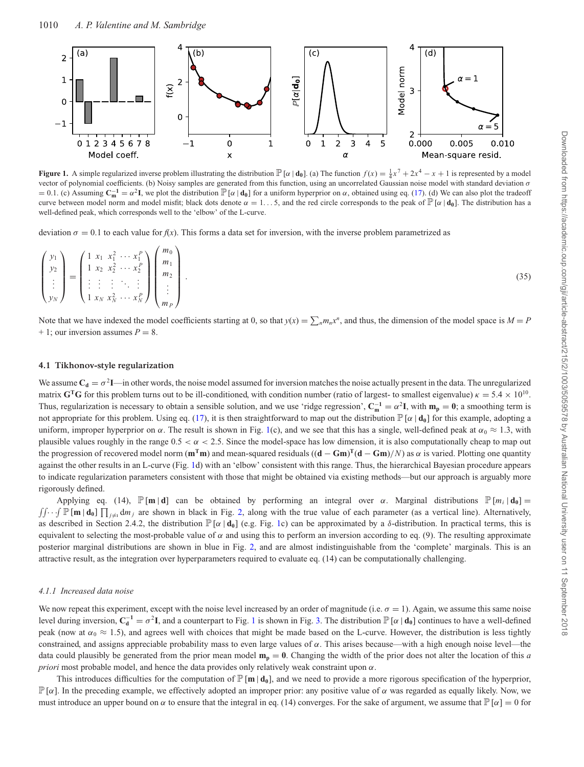**Figure 1.** A simple regularized inverse problem illustrating the distribution $\mathbb{P}[\alpha \mid \mathbf{d_0}]$. (a) The function $f(x) = \frac{1}{4}x^7 + 2x^4 - x + 1$ is represented by a model vector of polynomial coefficients. (b) Noisy samples are generated from this function, using an uncorrelated Gaussian noise model with standard deviation $\sigma = 0.1$. (c) Assuming $\mathbf{C_m^{-1}} = \alpha^2\mathbf{I}$, we plot the distribution $\mathbb{P}[\alpha \mid \mathbf{d_0}]$ for a uniform hyperprior on $\alpha$, obtained using eq. (17). (d) We can also plot the tradeoff curve between model norm and model misfit; black dots denote $\alpha = 1\ldots5$, and the red circle corresponds to the peak of $\mathbb{P}[\alpha \mid \mathbf{d_0}]$. The distribution has a well-defined peak, which corresponds well to the 'elbow' of the L-curve.

deviation $\sigma = 0.1$ to each value for $f(x)$. This forms a data set for inversion, with the inverse problem parametrized as

$$\begin{pmatrix} y_1 \\ y_2 \\ \vdots \\ y_N \end{pmatrix} = \begin{pmatrix} 1 & x_1 & x_1^2 & \cdots & x_1^P \\ 1 & x_2 & x_2^2 & \cdots & x_2^P \\ \vdots & \vdots & \vdots & \ddots & \vdots \\ 1 & x_N & x_N^2 & \cdots & x_N^P \end{pmatrix} \begin{pmatrix} m_0 \\ m_1 \\ m_2 \\ \vdots \\ m_P \end{pmatrix}. \tag{35}$$

Note that we have indexed the model coefficients starting at 0, so that $y(x) = \sum_n m_n x^n$, and thus, the dimension of the model space is $M = P + 1$; our inversion assumes $P = 8$.

### 4.1 Tikhonov-style regularization

We assume $\mathbf{C_d} = \sigma^2\mathbf{I}$—in other words, the noise model assumed for inversion matches the noise actually present in the data. The unregularized matrix $\mathbf{G^TG}$ for this problem turns out to be ill-conditioned, with condition number (ratio of largest- to smallest eigenvalue) $\kappa = 5.4 \times 10^{10}$. Thus, regularization is necessary to obtain a sensible solution, and we use 'ridge regression', $\mathbf{C_m^{-1}} = \alpha^2\mathbf{I}$, with $\mathbf{m_p} = \mathbf{0}$; a smoothing term is not appropriate for this problem. Using eq. (17), it is then straightforward to map out the distribution $\mathbb{P}[\alpha \mid \mathbf{d_0}]$ for this example, adopting a uniform, improper hyperprior on $\alpha$. The result is shown in Fig. 1(c), and we see that this has a single, well-defined peak at $\alpha_0 \approx 1.3$, with plausible values roughly in the range $0.5 < \alpha < 2.5$. Since the model-space has low dimension, it is also computationally cheap to map out the progression of recovered model norm ($\mathbf{m^Tm}$) and mean-squared residuals ($(\mathbf{d} - \mathbf{Gm})^\mathbf{T}(\mathbf{d} - \mathbf{Gm})/N$) as $\alpha$ is varied. Plotting one quantity against the other results in an L-curve (Fig. 1d) with an 'elbow' consistent with this range. Thus, the hierarchical Bayesian procedure appears to indicate regularization parameters consistent with those that might be obtained via existing methods—but our approach is arguably more rigorously defined.

Applying eq. (14), $\mathbb{P}[\mathbf{m} \mid \mathbf{d}]$ can be obtained by performing an integral over $\alpha$. Marginal distributions $\mathbb{P}[m_i \mid \mathbf{d_0}] = \int\int\cdots\int \mathbb{P}[\mathbf{m} \mid \mathbf{d_0}] \prod_{j\neq i} \mathrm{d}m_j$ are shown in black in Fig. 2, along with the true value of each parameter (as a vertical line). Alternatively, as described in Section 2.4.2, the distribution $\mathbb{P}[\alpha \mid \mathbf{d_0}]$ (e.g. Fig. 1c) can be approximated by a $\delta$-distribution. In practical terms, this is equivalent to selecting the most-probable value of $\alpha$ and using this to perform an inversion according to eq. (9). The resulting approximate posterior marginal distributions are shown in blue in Fig. 2, and are almost indistinguishable from the 'complete' marginals. This is an attractive result, as the integration over hyperparameters required to evaluate eq. (14) can be computationally challenging.

#### *4.1.1 Increased data noise*

We now repeat this experiment, except with the noise level increased by an order of magnitude (i.e. $\sigma = 1$). Again, we assume this same noise level during inversion, $\mathbf{C_d^{-1}} = \sigma^2\mathbf{I}$, and a counterpart to Fig. 1 is shown in Fig. 3. The distribution $\mathbb{P}[\alpha \mid \mathbf{d_0}]$ continues to have a well-defined peak (now at $\alpha_0 \approx 1.5$), and agrees well with choices that might be made based on the L-curve. However, the distribution is less tightly constrained, and assigns appreciable probability mass to even large values of $\alpha$. This arises because—with a high enough noise level—the data could plausibly be generated from the prior mean model $\mathbf{m_p} = \mathbf{0}$. Changing the width of the prior does not alter the location of this *a priori* most probable model, and hence the data provides only relatively weak constraint upon $\alpha$.

This introduces difficulties for the computation of $\mathbb{P}[\mathbf{m} \mid \mathbf{d_0}]$, and we need to provide a more rigorous specification of the hyperprior, $\mathbb{P}[\alpha]$. In the preceding example, we effectively adopted an improper prior: any positive value of $\alpha$ was regarded as equally likely. Now, we must introduce an upper bound on $\alpha$ to ensure that the integral in eq. (14) converges. For the sake of argument, we assume that $\mathbb{P}[\alpha] = 0$ for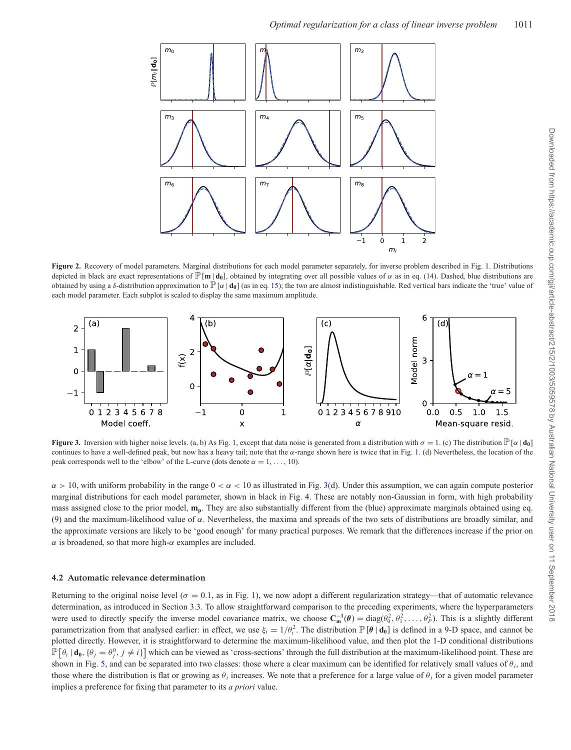**Figure 2.** Recovery of model parameters. Marginal distributions for each model parameter separately, for inverse problem described in Fig. 1. Distributions depicted in black are exact representations of $\mathbb{P}[\mathbf{m}\,|\,\mathbf{d_0}]$, obtained by integrating over all possible values of $\alpha$ as in eq. (14). Dashed, blue distributions are obtained by using a $\delta$-distribution approximation to $\mathbb{P}[\alpha\,|\,\mathbf{d_0}]$ (as in eq. 15); the two are almost indistinguishable. Red vertical bars indicate the 'true' value of each model parameter. Each subplot is scaled to display the same maximum amplitude.

**Figure 3.** Inversion with higher noise levels. (a, b) As Fig. 1, except that data noise is generated from a distribution with $\sigma = 1$. (c) The distribution $\mathbb{P}[\alpha\,|\,\mathbf{d_0}]$ continues to have a well-defined peak, but now has a heavy tail; note that the $\alpha$-range shown here is twice that in Fig. 1. (d) Nevertheless, the location of the peak corresponds well to the 'elbow' of the L-curve (dots denote $\alpha = 1, \ldots, 10$).

$\alpha > 10$, with uniform probability in the range $0 < \alpha < 10$ as illustrated in Fig. 3(d). Under this assumption, we can again compute posterior marginal distributions for each model parameter, shown in black in Fig. 4. These are notably non-Gaussian in form, with high probability mass assigned close to the prior model, $\mathbf{m_p}$. They are also substantially different from the (blue) approximate marginals obtained using eq. (9) and the maximum-likelihood value of $\alpha$. Nevertheless, the maxima and spreads of the two sets of distributions are broadly similar, and the approximate versions are likely to be 'good enough' for many practical purposes. We remark that the differences increase if the prior on $\alpha$ is broadened, so that more high-$\alpha$ examples are included.

### 4.2 Automatic relevance determination

Returning to the original noise level ($\sigma = 0.1$, as in Fig. 1), we now adopt a different regularization strategy—that of automatic relevance determination, as introduced in Section 3.3. To allow straightforward comparison to the preceding experiments, where the hyperparameters were used to directly specify the inverse model covariance matrix, we choose $\mathbf{C_m^{-1}}(\boldsymbol{\theta}) = \mathrm{diag}(\theta_0^2, \theta_1^2, \ldots, \theta_P^2)$. This is a slightly different parametrization from that analysed earlier: in effect, we use $\xi_i = 1/\theta_i^2$. The distribution $\mathbb{P}[\boldsymbol{\theta}\,|\,\mathbf{d_0}]$ is defined in a 9-D space, and cannot be plotted directly. However, it is straightforward to determine the maximum-likelihood value, and then plot the 1-D conditional distributions $\mathbb{P}\left[\theta_i\,|\,\mathbf{d_0}, \{\theta_j = \theta_j^0, j \neq i\}\right]$ which can be viewed as 'cross-sections' through the full distribution at the maximum-likelihood point. These are shown in Fig. 5, and can be separated into two classes: those where a clear maximum can be identified for relatively small values of $\theta_i$, and those where the distribution is flat or growing as $\theta_i$ increases. We note that a preference for a large value of $\theta_i$ for a given model parameter implies a preference for fixing that parameter to its *a priori* value.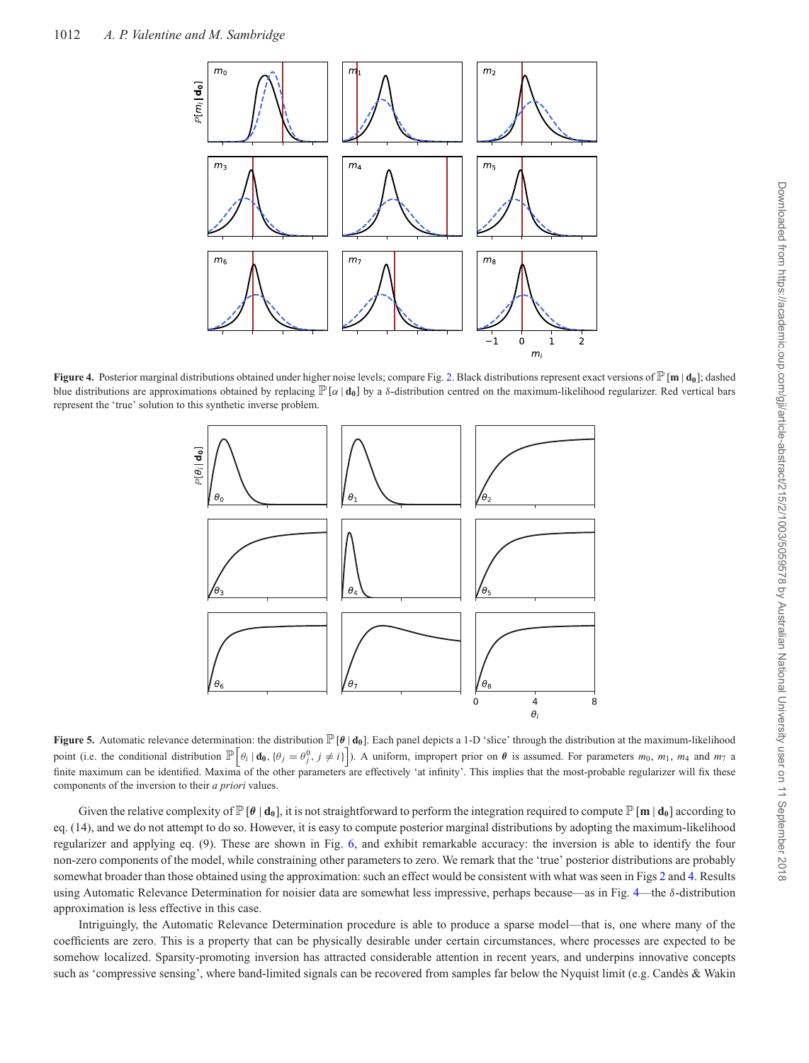**Figure 4.** Posterior marginal distributions obtained under higher noise levels; compare Fig. 2. Black distributions represent exact versions of $\mathbb{P}[\mathbf{m} \mid \mathbf{d_0}]$; dashed blue distributions are approximations obtained by replacing $\mathbb{P}[\alpha \mid \mathbf{d_0}]$ by a $\delta$-distribution centred on the maximum-likelihood regularizer. Red vertical bars represent the 'true' solution to this synthetic inverse problem.

**Figure 5.** Automatic relevance determination: the distribution $\mathbb{P}[\boldsymbol{\theta} \mid \mathbf{d_0}]$. Each panel depicts a 1-D 'slice' through the distribution at the maximum-likelihood point (i.e. the conditional distribution $\mathbb{P}\left[\theta_i \mid \mathbf{d_0}, \{\theta_j = \theta_j^0, j \neq i\}\right]$). A uniform, improper prior on $\boldsymbol{\theta}$ is assumed. For parameters $m_0$, $m_1$, $m_4$ and $m_7$ a finite maximum can be identified. Maxima of the other parameters are effectively 'at infinity'. This implies that the most-probable regularizer will fix these components of the inversion to their *a priori* values.

Given the relative complexity of $\mathbb{P}[\boldsymbol{\theta} \mid \mathbf{d_0}]$, it is not straightforward to perform the integration required to compute $\mathbb{P}[\mathbf{m} \mid \mathbf{d_0}]$ according to eq. (14), and we do not attempt to do so. However, it is easy to compute posterior marginal distributions by adopting the maximum-likelihood regularizer and applying eq. (9). These are shown in Fig. 6, and exhibit remarkable accuracy: the inversion is able to identify the four non-zero components of the model, while constraining other parameters to zero. We remark that the 'true' posterior distributions are probably somewhat broader than those obtained using the approximation: such an effect would be consistent with what was seen in Figs 2 and 4. Results using Automatic Relevance Determination for noisier data are somewhat less impressive, perhaps because—as in Fig. 4—the $\delta$-distribution approximation is less effective in this case.

Intriguingly, the Automatic Relevance Determination procedure is able to produce a sparse model—that is, one where many of the coefficients are zero. This is a property that can be physically desirable under certain circumstances, where processes are expected to be somehow localized. Sparsity-promoting inversion has attracted considerable attention in recent years, and underpins innovative concepts such as 'compressive sensing', where band-limited signals can be recovered from samples far below the Nyquist limit (e.g. Candès & Wakin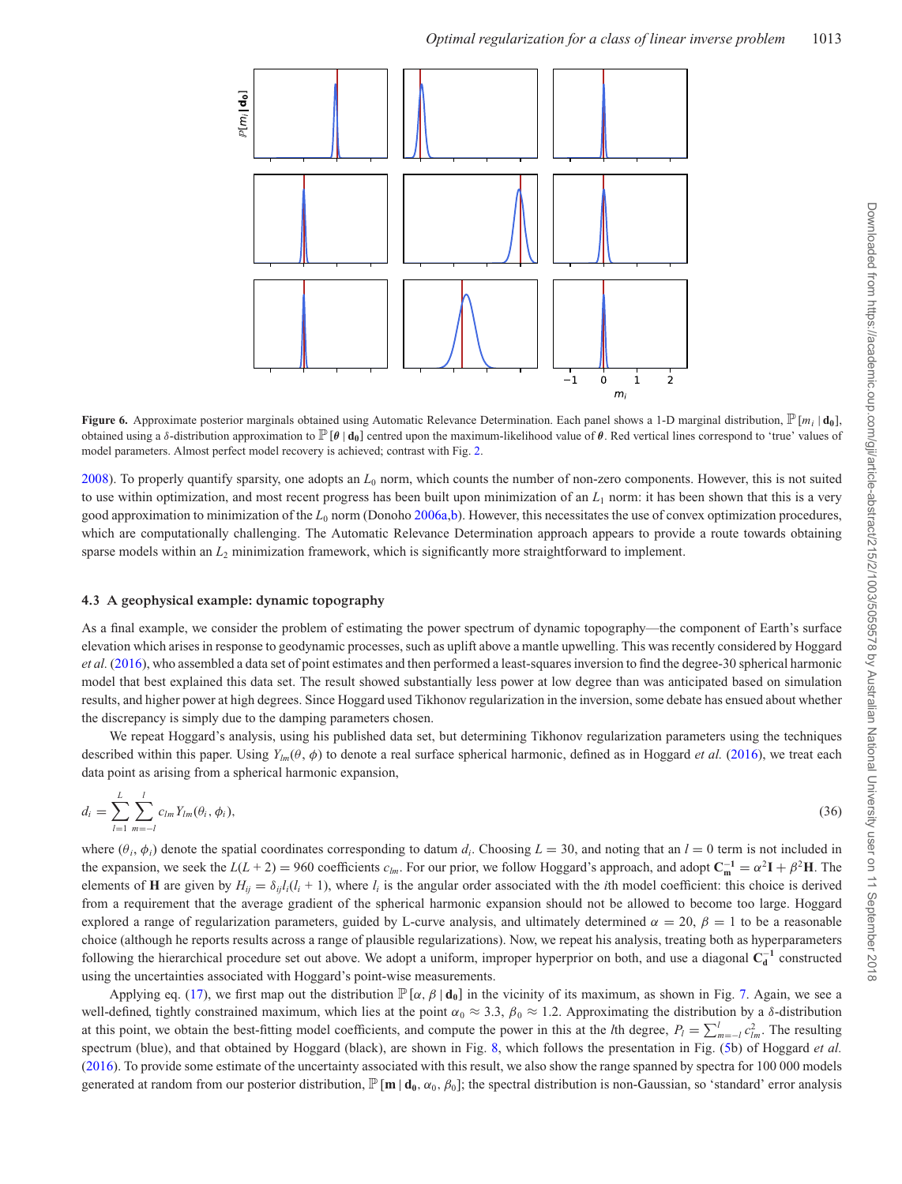**Figure 6.** Approximate posterior marginals obtained using Automatic Relevance Determination. Each panel shows a 1-D marginal distribution, $\mathbb{P}[m_i \mid \mathbf{d_0}]$, obtained using a $\delta$-distribution approximation to $\mathbb{P}[\boldsymbol{\theta} \mid \mathbf{d_0}]$ centred upon the maximum-likelihood value of $\boldsymbol{\theta}$. Red vertical lines correspond to 'true' values of model parameters. Almost perfect model recovery is achieved; contrast with Fig. 2.

2008). To properly quantify sparsity, one adopts an $L_0$ norm, which counts the number of non-zero components. However, this is not suited to use within optimization, and most recent progress has been built upon minimization of an $L_1$ norm: it has been shown that this is a very good approximation to minimization of the $L_0$ norm (Donoho 2006a,b). However, this necessitates the use of convex optimization procedures, which are computationally challenging. The Automatic Relevance Determination approach appears to provide a route towards obtaining sparse models within an $L_2$ minimization framework, which is significantly more straightforward to implement.

### 4.3 A geophysical example: dynamic topography

As a final example, we consider the problem of estimating the power spectrum of dynamic topography—the component of Earth's surface elevation which arises in response to geodynamic processes, such as uplift above a mantle upwelling. This was recently considered by Hoggard *et al.* (2016), who assembled a data set of point estimates and then performed a least-squares inversion to find the degree-30 spherical harmonic model that best explained this data set. The result showed substantially less power at low degree than was anticipated based on simulation results, and higher power at high degrees. Since Hoggard used Tikhonov regularization in the inversion, some debate has ensued about whether the discrepancy is simply due to the damping parameters chosen.

We repeat Hoggard's analysis, using his published data set, but determining Tikhonov regularization parameters using the techniques described within this paper. Using $Y_{lm}(\theta, \phi)$ to denote a real surface spherical harmonic, defined as in Hoggard *et al.* (2016), we treat each data point as arising from a spherical harmonic expansion,

$$d_i = \sum_{l=1}^{L} \sum_{m=-l}^{l} c_{lm} Y_{lm}(\theta_i, \phi_i), \tag{36}$$

where $(\theta_i, \phi_i)$ denote the spatial coordinates corresponding to datum $d_i$. Choosing $L = 30$, and noting that an $l = 0$ term is not included in the expansion, we seek the $L(L + 2) = 960$ coefficients $c_{lm}$. For our prior, we follow Hoggard's approach, and adopt $\mathbf{C}_\mathbf{m}^{-1} = \alpha^2 \mathbf{I} + \beta^2 \mathbf{H}$. The elements of $\mathbf{H}$ are given by $H_{ij} = \delta_{ij} l_i(l_i + 1)$, where $l_i$ is the angular order associated with the $i$th model coefficient: this choice is derived from a requirement that the average gradient of the spherical harmonic expansion should not be allowed to become too large. Hoggard explored a range of regularization parameters, guided by L-curve analysis, and ultimately determined $\alpha = 20$, $\beta = 1$ to be a reasonable choice (although he reports results across a range of plausible regularizations). Now, we repeat his analysis, treating both as hyperparameters following the hierarchical procedure set out above. We adopt a uniform, improper hyperprior on both, and use a diagonal $\mathbf{C}_\mathbf{d}^{-1}$ constructed using the uncertainties associated with Hoggard's point-wise measurements.

Applying eq. (17), we first map out the distribution $\mathbb{P}[\alpha, \beta \mid \mathbf{d_0}]$ in the vicinity of its maximum, as shown in Fig. 7. Again, we see a well-defined, tightly constrained maximum, which lies at the point $\alpha_0 \approx 3.3$, $\beta_0 \approx 1.2$. Approximating the distribution by a $\delta$-distribution at this point, we obtain the best-fitting model coefficients, and compute the power in this at the $l$th degree, $P_l = \sum_{m=-l}^{l} c_{lm}^2$. The resulting spectrum (blue), and that obtained by Hoggard (black), are shown in Fig. 8, which follows the presentation in Fig. (5b) of Hoggard *et al.* (2016). To provide some estimate of the uncertainty associated with this result, we also show the range spanned by spectra for 100 000 models generated at random from our posterior distribution, $\mathbb{P}[\mathbf{m} \mid \mathbf{d_0}, \alpha_0, \beta_0]$; the spectral distribution is non-Gaussian, so 'standard' error analysis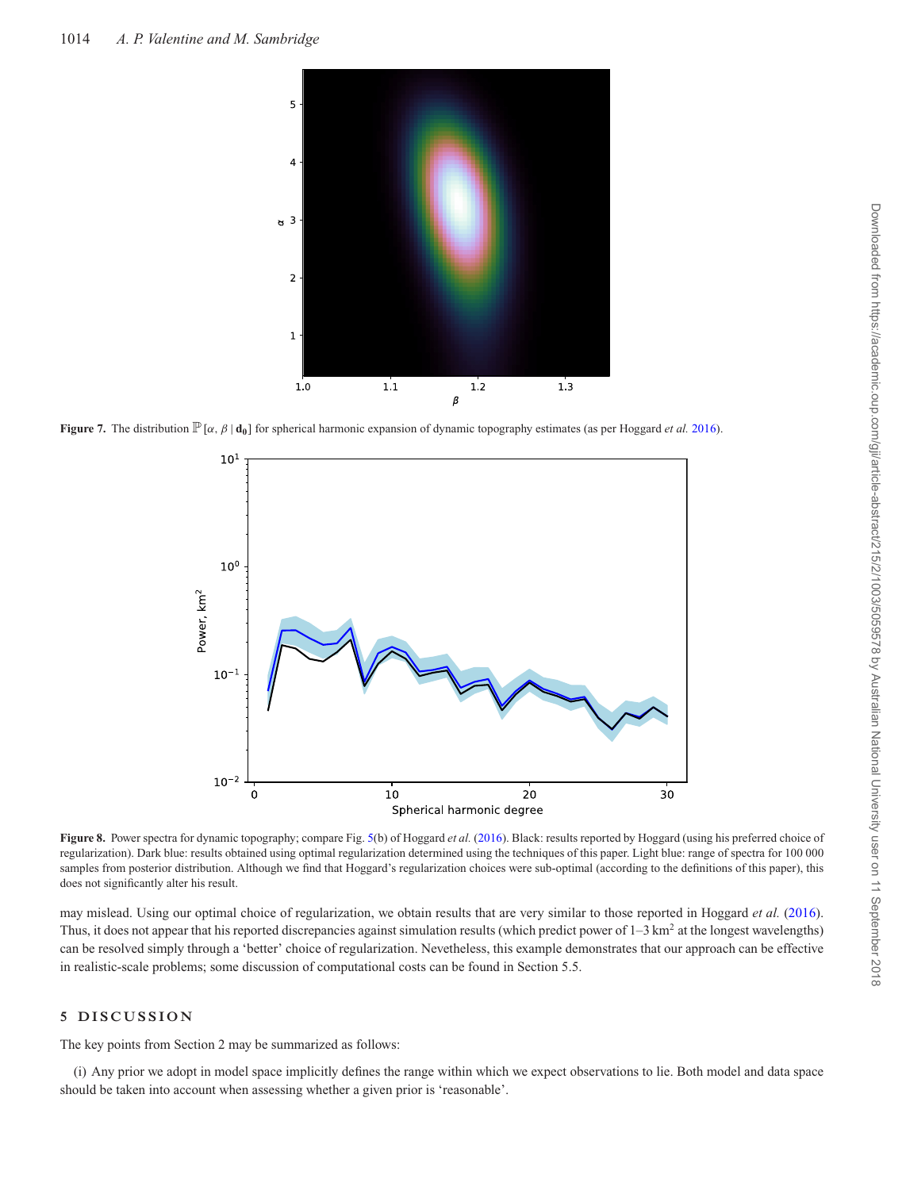**Figure 7.** The distribution $\mathbb{P}[\alpha, \beta \mid \mathbf{d_0}]$ for spherical harmonic expansion of dynamic topography estimates (as per Hoggard *et al.* 2016).

**Figure 8.** Power spectra for dynamic topography; compare Fig. 5(b) of Hoggard *et al.* (2016). Black: results reported by Hoggard (using his preferred choice of regularization). Dark blue: results obtained using optimal regularization determined using the techniques of this paper. Light blue: range of spectra for 100 000 samples from posterior distribution. Although we find that Hoggard's regularization choices were sub-optimal (according to the definitions of this paper), this does not significantly alter his result.

may mislead. Using our optimal choice of regularization, we obtain results that are very similar to those reported in Hoggard *et al.* (2016). Thus, it does not appear that his reported discrepancies against simulation results (which predict power of 1–3 km$^2$ at the longest wavelengths) can be resolved simply through a 'better' choice of regularization. Nevetheless, this example demonstrates that our approach can be effective in realistic-scale problems; some discussion of computational costs can be found in Section 5.5.

## 5 DISCUSSION

The key points from Section 2 may be summarized as follows:

(i) Any prior we adopt in model space implicitly defines the range within which we expect observations to lie. Both model and data space should be taken into account when assessing whether a given prior is 'reasonable'.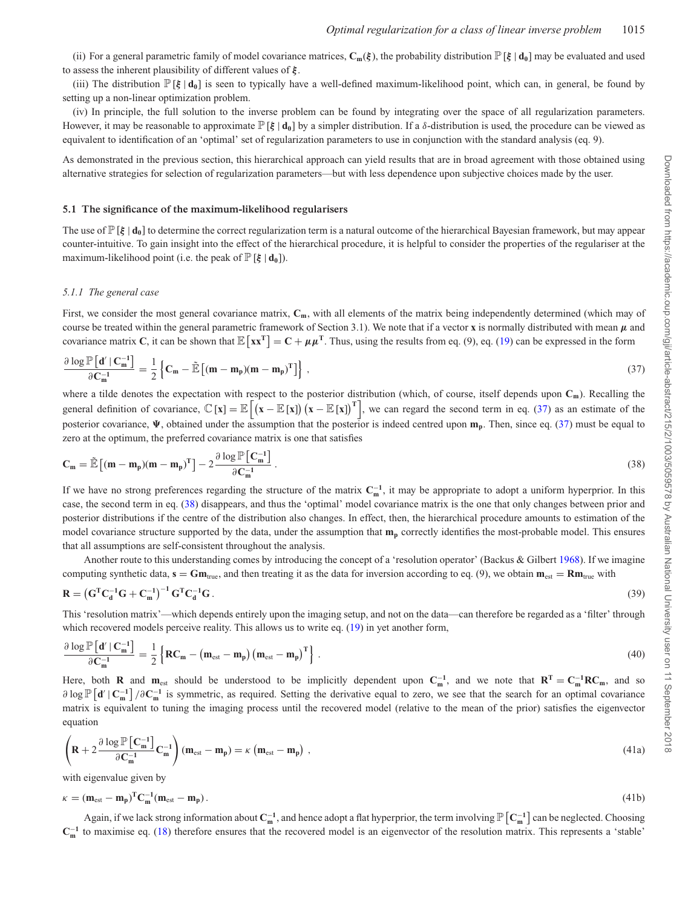(ii) For a general parametric family of model covariance matrices, $\mathbf{C_m}(\boldsymbol{\xi})$, the probability distribution $\mathbb{P}[\boldsymbol{\xi} \mid \mathbf{d_0}]$ may be evaluated and used to assess the inherent plausibility of different values of $\boldsymbol{\xi}$.

(iii) The distribution $\mathbb{P}[\boldsymbol{\xi} \mid \mathbf{d_0}]$ is seen to typically have a well-defined maximum-likelihood point, which can, in general, be found by setting up a non-linear optimization problem.

(iv) In principle, the full solution to the inverse problem can be found by integrating over the space of all regularization parameters. However, it may be reasonable to approximate $\mathbb{P}[\boldsymbol{\xi} \mid \mathbf{d_0}]$ by a simpler distribution. If a $\delta$-distribution is used, the procedure can be viewed as equivalent to identification of an 'optimal' set of regularization parameters to use in conjunction with the standard analysis (eq. 9).

As demonstrated in the previous section, this hierarchical approach can yield results that are in broad agreement with those obtained using alternative strategies for selection of regularization parameters—but with less dependence upon subjective choices made by the user.

## 5.1 The significance of the maximum-likelihood regularisers

The use of $\mathbb{P}[\boldsymbol{\xi} \mid \mathbf{d_0}]$ to determine the correct regularization term is a natural outcome of the hierarchical Bayesian framework, but may appear counter-intuitive. To gain insight into the effect of the hierarchical procedure, it is helpful to consider the properties of the regulariser at the maximum-likelihood point (i.e. the peak of $\mathbb{P}[\boldsymbol{\xi} \mid \mathbf{d_0}]$).

### *5.1.1 The general case*

First, we consider the most general covariance matrix, $\mathbf{C_m}$, with all elements of the matrix being independently determined (which may of course be treated within the general parametric framework of Section 3.1). We note that if a vector $\mathbf{x}$ is normally distributed with mean $\boldsymbol{\mu}$ and covariance matrix $\mathbf{C}$, it can be shown that $\mathbb{E}\left[\mathbf{x}\mathbf{x^T}\right] = \mathbf{C} + \boldsymbol{\mu}\boldsymbol{\mu}^\mathbf{T}$. Thus, using the results from eq. (9), eq. (19) can be expressed in the form

$$\frac{\partial \log \mathbb{P}\left[\mathbf{d}' \mid \mathbf{C_m^{-1}}\right]}{\partial \mathbf{C_m^{-1}}} = \frac{1}{2}\left\{\mathbf{C_m} - \tilde{\mathbb{E}}\left[(\mathbf{m}-\mathbf{m_p})(\mathbf{m}-\mathbf{m_p})^\mathbf{T}\right]\right\}, \tag{37}$$

where a tilde denotes the expectation with respect to the posterior distribution (which, of course, itself depends upon $\mathbf{C_m}$). Recalling the general definition of covariance, $\mathbb{C}[\mathbf{x}] = \mathbb{E}\left[\left(\mathbf{x} - \mathbb{E}[\mathbf{x}]\right)\left(\mathbf{x} - \mathbb{E}[\mathbf{x}]\right)^\mathbf{T}\right]$, we can regard the second term in eq. (37) as an estimate of the posterior covariance, $\boldsymbol{\Psi}$, obtained under the assumption that the posterior is indeed centred upon $\mathbf{m_p}$. Then, since eq. (37) must be equal to zero at the optimum, the preferred covariance matrix is one that satisfies

$$\mathbf{C_m} = \tilde{\mathbb{E}}\left[(\mathbf{m}-\mathbf{m_p})(\mathbf{m}-\mathbf{m_p})^\mathbf{T}\right] - 2\frac{\partial \log \mathbb{P}\left[\mathbf{C_m^{-1}}\right]}{\partial \mathbf{C_m^{-1}}}. \tag{38}$$

If we have no strong preferences regarding the structure of the matrix $\mathbf{C_m^{-1}}$, it may be appropriate to adopt a uniform hyperprior. In this case, the second term in eq. (38) disappears, and thus the 'optimal' model covariance matrix is the one that only changes between prior and posterior distributions if the centre of the distribution also changes. In effect, then, the hierarchical procedure amounts to estimation of the model covariance structure supported by the data, under the assumption that $\mathbf{m_p}$ correctly identifies the most-probable model. This ensures that all assumptions are self-consistent throughout the analysis.

Another route to this understanding comes by introducing the concept of a 'resolution operator' (Backus & Gilbert 1968). If we imagine computing synthetic data, $\mathbf{s} = \mathbf{G}\mathbf{m}_\text{true}$, and then treating it as the data for inversion according to eq. (9), we obtain $\mathbf{m}_\text{est} = \mathbf{R}\mathbf{m}_\text{true}$ with

$$\mathbf{R} = \left(\mathbf{G^T}\mathbf{C_d^{-1}}\mathbf{G} + \mathbf{C_m^{-1}}\right)^{-1}\mathbf{G^T}\mathbf{C_d^{-1}}\mathbf{G}. \tag{39}$$

This 'resolution matrix'—which depends entirely upon the imaging setup, and not on the data—can therefore be regarded as a 'filter' through which recovered models perceive reality. This allows us to write eq. (19) in yet another form,

$$\frac{\partial \log \mathbb{P}\left[\mathbf{d}' \mid \mathbf{C_m^{-1}}\right]}{\partial \mathbf{C_m^{-1}}} = \frac{1}{2}\left\{\mathbf{R}\mathbf{C_m} - \left(\mathbf{m}_\text{est} - \mathbf{m_p}\right)\left(\mathbf{m}_\text{est} - \mathbf{m_p}\right)^\mathbf{T}\right\}. \tag{40}$$

Here, both $\mathbf{R}$ and $\mathbf{m}_\text{est}$ should be understood to be implicitly dependent upon $\mathbf{C_m^{-1}}$, and we note that $\mathbf{R^T} = \mathbf{C_m^{-1}}\mathbf{R}\mathbf{C_m}$, and so $\partial \log \mathbb{P}\left[\mathbf{d}' \mid \mathbf{C_m^{-1}}\right] / \partial \mathbf{C_m^{-1}}$ is symmetric, as required. Setting the derivative equal to zero, we see that the search for an optimal covariance matrix is equivalent to tuning the imaging process until the recovered model (relative to the mean of the prior) satisfies the eigenvector equation

$$\left(\mathbf{R} + 2\frac{\partial \log \mathbb{P}\left[\mathbf{C_m^{-1}}\right]}{\partial \mathbf{C_m^{-1}}}\mathbf{C_m^{-1}}\right)\left(\mathbf{m}_\text{est} - \mathbf{m_p}\right) = \kappa\left(\mathbf{m}_\text{est} - \mathbf{m_p}\right), \tag{41a}$$

with eigenvalue given by

$$\kappa = \left(\mathbf{m}_\text{est} - \mathbf{m_p}\right)^\mathbf{T}\mathbf{C_m^{-1}}\left(\mathbf{m}_\text{est} - \mathbf{m_p}\right). \tag{41b}$$

Again, if we lack strong information about $\mathbf{C_m^{-1}}$, and hence adopt a flat hyperprior, the term involving $\mathbb{P}\left[\mathbf{C_m^{-1}}\right]$ can be neglected. Choosing $\mathbf{C_m^{-1}}$ to maximise eq. (18) therefore ensures that the recovered model is an eigenvector of the resolution matrix. This represents a 'stable'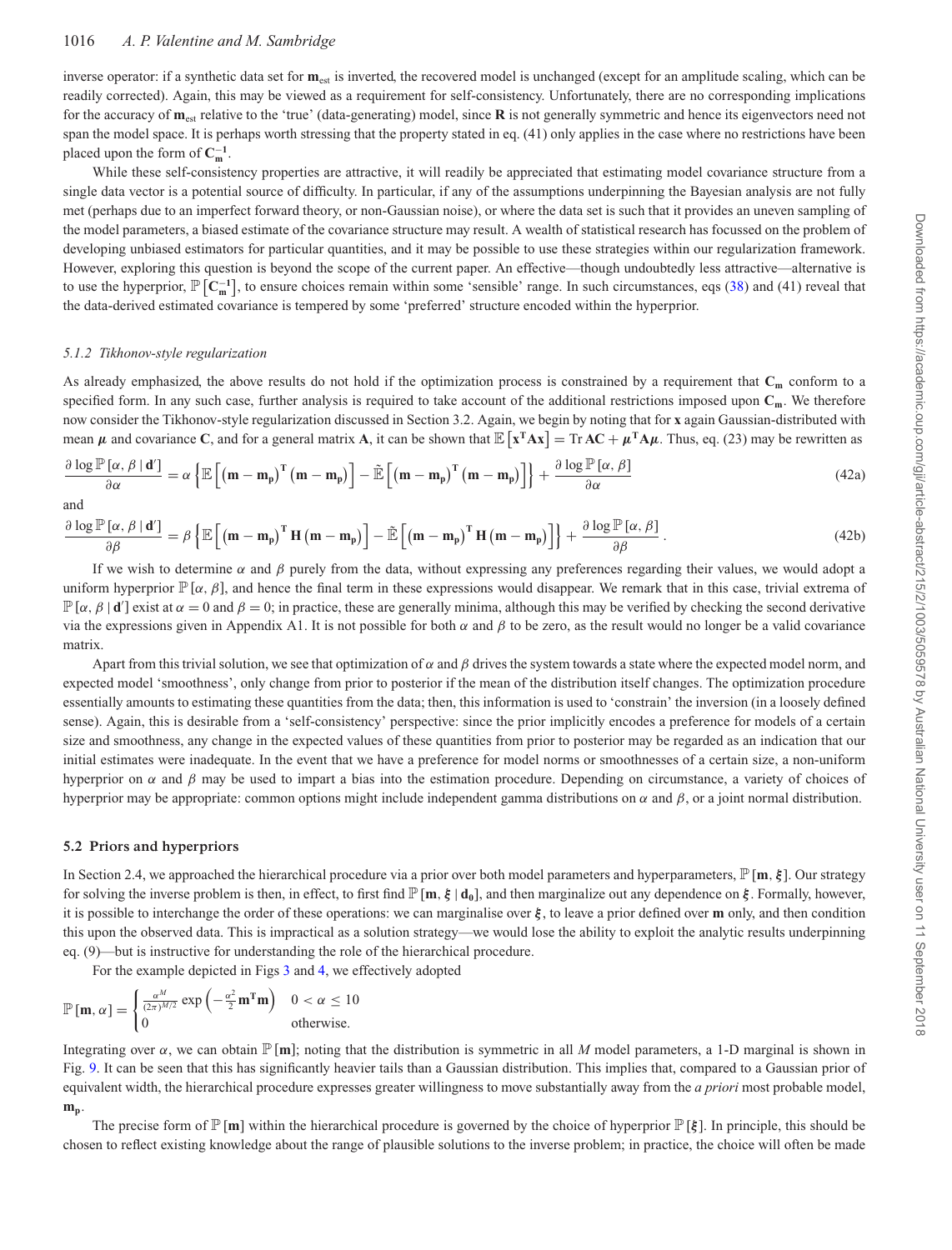inverse operator: if a synthetic data set for $\mathbf{m}_{\text{est}}$ is inverted, the recovered model is unchanged (except for an amplitude scaling, which can be readily corrected). Again, this may be viewed as a requirement for self-consistency. Unfortunately, there are no corresponding implications for the accuracy of $\mathbf{m}_{\text{est}}$ relative to the 'true' (data-generating) model, since $\mathbf{R}$ is not generally symmetric and hence its eigenvectors need not span the model space. It is perhaps worth stressing that the property stated in eq. (41) only applies in the case where no restrictions have been placed upon the form of $\mathbf{C_m^{-1}}$.

While these self-consistency properties are attractive, it will readily be appreciated that estimating model covariance structure from a single data vector is a potential source of difficulty. In particular, if any of the assumptions underpinning the Bayesian analysis are not fully met (perhaps due to an imperfect forward theory, or non-Gaussian noise), or where the data set is such that it provides an uneven sampling of the model parameters, a biased estimate of the covariance structure may result. A wealth of statistical research has focussed on the problem of developing unbiased estimators for particular quantities, and it may be possible to use these strategies within our regularization framework. However, exploring this question is beyond the scope of the current paper. An effective—though undoubtedly less attractive—alternative is to use the hyperprior, $\mathbb{P}\left[\mathbf{C_m^{-1}}\right]$, to ensure choices remain within some 'sensible' range. In such circumstances, eqs (38) and (41) reveal that the data-derived estimated covariance is tempered by some 'preferred' structure encoded within the hyperprior.

### *5.1.2 Tikhonov-style regularization*

As already emphasized, the above results do not hold if the optimization process is constrained by a requirement that $\mathbf{C_m}$ conform to a specified form. In any such case, further analysis is required to take account of the additional restrictions imposed upon $\mathbf{C_m}$. We therefore now consider the Tikhonov-style regularization discussed in Section 3.2. Again, we begin by noting that for $\mathbf{x}$ again Gaussian-distributed with mean $\boldsymbol{\mu}$ and covariance $\mathbf{C}$, and for a general matrix $\mathbf{A}$, it can be shown that $\mathbb{E}\left[\mathbf{x^T A x}\right] = \operatorname{Tr}\mathbf{AC} + \boldsymbol{\mu}^\mathbf{T}\mathbf{A}\boldsymbol{\mu}$. Thus, eq. (23) may be rewritten as

$$\frac{\partial \log \mathbb{P}\left[\alpha, \beta \mid \mathbf{d}'\right]}{\partial \alpha} = \alpha \left\{ \mathbb{E}\left[\left(\mathbf{m} - \mathbf{m_p}\right)^\mathbf{T}\left(\mathbf{m} - \mathbf{m_p}\right)\right] - \tilde{\mathbb{E}}\left[\left(\mathbf{m} - \mathbf{m_p}\right)^\mathbf{T}\left(\mathbf{m} - \mathbf{m_p}\right)\right]\right\} + \frac{\partial \log \mathbb{P}\left[\alpha, \beta\right]}{\partial \alpha} \tag{42a}$$

and

$$\frac{\partial \log \mathbb{P}\left[\alpha, \beta \mid \mathbf{d}'\right]}{\partial \beta} = \beta \left\{ \mathbb{E}\left[\left(\mathbf{m} - \mathbf{m_p}\right)^\mathbf{T}\mathbf{H}\left(\mathbf{m} - \mathbf{m_p}\right)\right] - \tilde{\mathbb{E}}\left[\left(\mathbf{m} - \mathbf{m_p}\right)^\mathbf{T}\mathbf{H}\left(\mathbf{m} - \mathbf{m_p}\right)\right]\right\} + \frac{\partial \log \mathbb{P}\left[\alpha, \beta\right]}{\partial \beta}. \tag{42b}$$

If we wish to determine $\alpha$ and $\beta$ purely from the data, without expressing any preferences regarding their values, we would adopt a uniform hyperprior $\mathbb{P}[\alpha, \beta]$, and hence the final term in these expressions would disappear. We remark that in this case, trivial extrema of $\mathbb{P}[\alpha, \beta \mid \mathbf{d}']$ exist at $\alpha = 0$ and $\beta = 0$; in practice, these are generally minima, although this may be verified by checking the second derivative via the expressions given in Appendix A1. It is not possible for both $\alpha$ and $\beta$ to be zero, as the result would no longer be a valid covariance matrix.

Apart from this trivial solution, we see that optimization of $\alpha$ and $\beta$ drives the system towards a state where the expected model norm, and expected model 'smoothness', only change from prior to posterior if the mean of the distribution itself changes. The optimization procedure essentially amounts to estimating these quantities from the data; then, this information is used to 'constrain' the inversion (in a loosely defined sense). Again, this is desirable from a 'self-consistency' perspective: since the prior implicitly encodes a preference for models of a certain size and smoothness, any change in the expected values of these quantities from prior to posterior may be regarded as an indication that our initial estimates were inadequate. In the event that we have a preference for model norms or smoothnesses of a certain size, a non-uniform hyperprior on $\alpha$ and $\beta$ may be used to impart a bias into the estimation procedure. Depending on circumstance, a variety of choices of hyperprior may be appropriate: common options might include independent gamma distributions on $\alpha$ and $\beta$, or a joint normal distribution.

## 5.2 Priors and hyperpriors

In Section 2.4, we approached the hierarchical procedure via a prior over both model parameters and hyperparameters, $\mathbb{P}[\mathbf{m}, \boldsymbol{\xi}]$. Our strategy for solving the inverse problem is then, in effect, to first find $\mathbb{P}[\mathbf{m}, \boldsymbol{\xi} \mid \mathbf{d_0}]$, and then marginalize out any dependence on $\boldsymbol{\xi}$. Formally, however, it is possible to interchange the order of these operations: we can marginalise over $\boldsymbol{\xi}$, to leave a prior defined over $\mathbf{m}$ only, and then condition this upon the observed data. This is impractical as a solution strategy—we would lose the ability to exploit the analytic results underpinning eq. (9)—but is instructive for understanding the role of the hierarchical procedure.

For the example depicted in Figs 3 and 4, we effectively adopted

$$\mathbb{P}[\mathbf{m}, \alpha] = \begin{cases} \frac{\alpha^M}{(2\pi)^{M/2}} \exp\left(-\frac{\alpha^2}{2}\mathbf{m^T m}\right) & 0 < \alpha \leq 10 \\ 0 & \text{otherwise.} \end{cases}$$

Integrating over $\alpha$, we can obtain $\mathbb{P}[\mathbf{m}]$; noting that the distribution is symmetric in all $M$ model parameters, a 1-D marginal is shown in Fig. 9. It can be seen that this has significantly heavier tails than a Gaussian distribution. This implies that, compared to a Gaussian prior of equivalent width, the hierarchical procedure expresses greater willingness to move substantially away from the *a priori* most probable model, $\mathbf{m_p}$.

The precise form of $\mathbb{P}[\mathbf{m}]$ within the hierarchical procedure is governed by the choice of hyperprior $\mathbb{P}[\boldsymbol{\xi}]$. In principle, this should be chosen to reflect existing knowledge about the range of plausible solutions to the inverse problem; in practice, the choice will often be made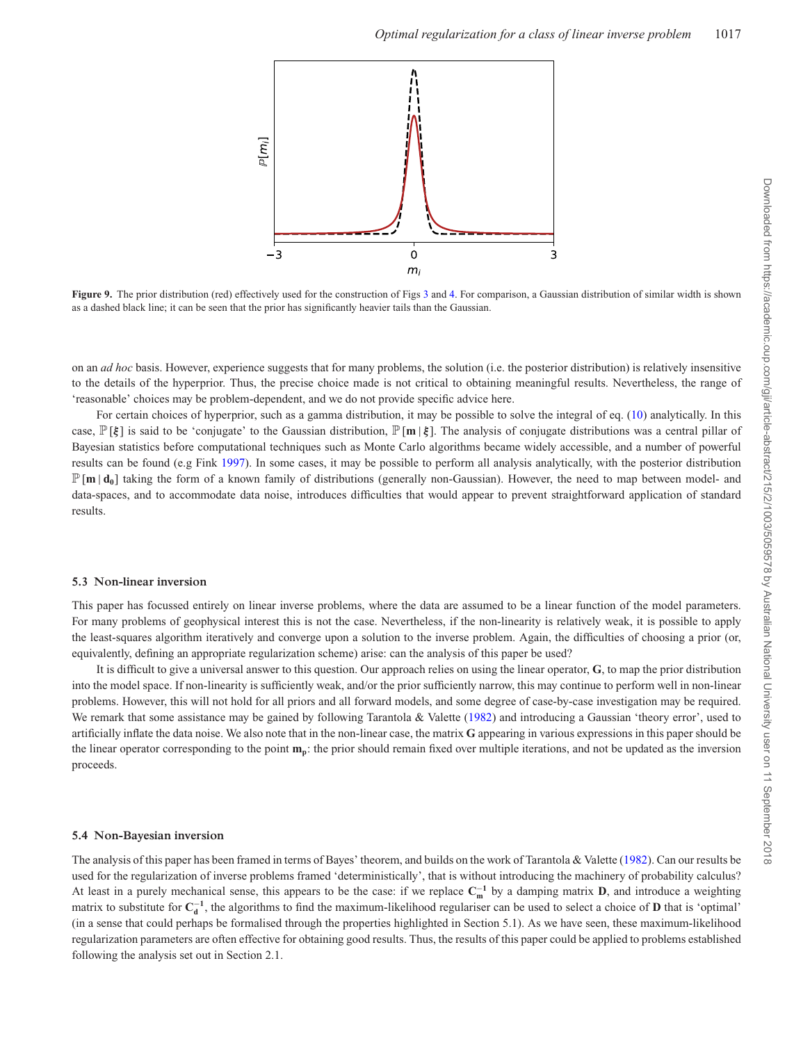**Figure 9.** The prior distribution (red) effectively used for the construction of Figs 3 and 4. For comparison, a Gaussian distribution of similar width is shown as a dashed black line; it can be seen that the prior has significantly heavier tails than the Gaussian.

on an *ad hoc* basis. However, experience suggests that for many problems, the solution (i.e. the posterior distribution) is relatively insensitive to the details of the hyperprior. Thus, the precise choice made is not critical to obtaining meaningful results. Nevertheless, the range of 'reasonable' choices may be problem-dependent, and we do not provide specific advice here.

For certain choices of hyperprior, such as a gamma distribution, it may be possible to solve the integral of eq. (10) analytically. In this case, $\mathbb{P}[\boldsymbol{\xi}]$ is said to be 'conjugate' to the Gaussian distribution, $\mathbb{P}[\mathbf{m}\,|\,\boldsymbol{\xi}]$. The analysis of conjugate distributions was a central pillar of Bayesian statistics before computational techniques such as Monte Carlo algorithms became widely accessible, and a number of powerful results can be found (e.g Fink 1997). In some cases, it may be possible to perform all analysis analytically, with the posterior distribution $\mathbb{P}[\mathbf{m}\,|\,\mathbf{d_0}]$ taking the form of a known family of distributions (generally non-Gaussian). However, the need to map between model- and data-spaces, and to accommodate data noise, introduces difficulties that would appear to prevent straightforward application of standard results.

### 5.3 Non-linear inversion

This paper has focussed entirely on linear inverse problems, where the data are assumed to be a linear function of the model parameters. For many problems of geophysical interest this is not the case. Nevertheless, if the non-linearity is relatively weak, it is possible to apply the least-squares algorithm iteratively and converge upon a solution to the inverse problem. Again, the difficulties of choosing a prior (or, equivalently, defining an appropriate regularization scheme) arise: can the analysis of this paper be used?

It is difficult to give a universal answer to this question. Our approach relies on using the linear operator, $\mathbf{G}$, to map the prior distribution into the model space. If non-linearity is sufficiently weak, and/or the prior sufficiently narrow, this may continue to perform well in non-linear problems. However, this will not hold for all priors and all forward models, and some degree of case-by-case investigation may be required. We remark that some assistance may be gained by following Tarantola & Valette (1982) and introducing a Gaussian 'theory error', used to artificially inflate the data noise. We also note that in the non-linear case, the matrix $\mathbf{G}$ appearing in various expressions in this paper should be the linear operator corresponding to the point $\mathbf{m_p}$: the prior should remain fixed over multiple iterations, and not be updated as the inversion proceeds.

### 5.4 Non-Bayesian inversion

The analysis of this paper has been framed in terms of Bayes' theorem, and builds on the work of Tarantola & Valette (1982). Can our results be used for the regularization of inverse problems framed 'deterministically', that is without introducing the machinery of probability calculus? At least in a purely mechanical sense, this appears to be the case: if we replace $\mathbf{C_m^{-1}}$ by a damping matrix $\mathbf{D}$, and introduce a weighting matrix to substitute for $\mathbf{C_d^{-1}}$, the algorithms to find the maximum-likelihood regulariser can be used to select a choice of $\mathbf{D}$ that is 'optimal' (in a sense that could perhaps be formalised through the properties highlighted in Section 5.1). As we have seen, these maximum-likelihood regularization parameters are often effective for obtaining good results. Thus, the results of this paper could be applied to problems established following the analysis set out in Section 2.1.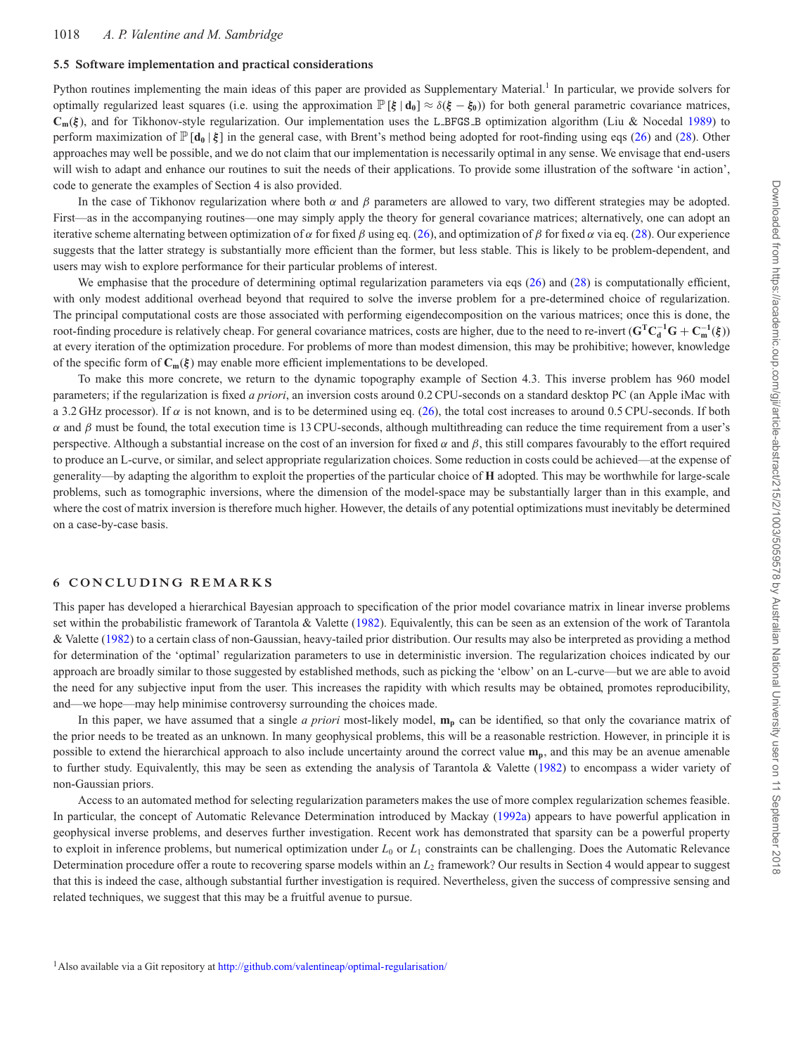### 5.5 Software implementation and practical considerations

Python routines implementing the main ideas of this paper are provided as Supplementary Material.[1] In particular, we provide solvers for optimally regularized least squares (i.e. using the approximation $\mathbb{P}[\boldsymbol{\xi} \mid \mathbf{d_0}] \approx \delta(\boldsymbol{\xi} - \boldsymbol{\xi_0})$) for both general parametric covariance matrices, $\mathbf{C_m}(\boldsymbol{\xi})$, and for Tikhonov-style regularization. Our implementation uses the L_BFGS_B optimization algorithm (Liu & Nocedal 1989) to perform maximization of $\mathbb{P}[\mathbf{d_0} \mid \boldsymbol{\xi}]$ in the general case, with Brent's method being adopted for root-finding using eqs (26) and (28). Other approaches may well be possible, and we do not claim that our implementation is necessarily optimal in any sense. We envisage that end-users will wish to adapt and enhance our routines to suit the needs of their applications. To provide some illustration of the software 'in action', code to generate the examples of Section 4 is also provided.

In the case of Tikhonov regularization where both $\alpha$ and $\beta$ parameters are allowed to vary, two different strategies may be adopted. First—as in the accompanying routines—one may simply apply the theory for general covariance matrices; alternatively, one can adopt an iterative scheme alternating between optimization of $\alpha$ for fixed $\beta$ using eq. (26), and optimization of $\beta$ for fixed $\alpha$ via eq. (28). Our experience suggests that the latter strategy is substantially more efficient than the former, but less stable. This is likely to be problem-dependent, and users may wish to explore performance for their particular problems of interest.

We emphasise that the procedure of determining optimal regularization parameters via eqs (26) and (28) is computationally efficient, with only modest additional overhead beyond that required to solve the inverse problem for a pre-determined choice of regularization. The principal computational costs are those associated with performing eigendecomposition on the various matrices; once this is done, the root-finding procedure is relatively cheap. For general covariance matrices, costs are higher, due to the need to re-invert $(\mathbf{G^T C_d^{-1} G} + \mathbf{C_m^{-1}}(\boldsymbol{\xi}))$ at every iteration of the optimization procedure. For problems of more than modest dimension, this may be prohibitive; however, knowledge of the specific form of $\mathbf{C_m}(\boldsymbol{\xi})$ may enable more efficient implementations to be developed.

To make this more concrete, we return to the dynamic topography example of Section 4.3. This inverse problem has 960 model parameters; if the regularization is fixed *a priori*, an inversion costs around 0.2 CPU-seconds on a standard desktop PC (an Apple iMac with a 3.2 GHz processor). If $\alpha$ is not known, and is to be determined using eq. (26), the total cost increases to around 0.5 CPU-seconds. If both $\alpha$ and $\beta$ must be found, the total execution time is 13 CPU-seconds, although multithreading can reduce the time requirement from a user's perspective. Although a substantial increase on the cost of an inversion for fixed $\alpha$ and $\beta$, this still compares favourably to the effort required to produce an L-curve, or similar, and select appropriate regularization choices. Some reduction in costs could be achieved—at the expense of generality—by adapting the algorithm to exploit the properties of the particular choice of $\mathbf{H}$ adopted. This may be worthwhile for large-scale problems, such as tomographic inversions, where the dimension of the model-space may be substantially larger than in this example, and where the cost of matrix inversion is therefore much higher. However, the details of any potential optimizations must inevitably be determined on a case-by-case basis.

## 6 CONCLUDING REMARKS

This paper has developed a hierarchical Bayesian approach to specification of the prior model covariance matrix in linear inverse problems set within the probabilistic framework of Tarantola & Valette (1982). Equivalently, this can be seen as an extension of the work of Tarantola & Valette (1982) to a certain class of non-Gaussian, heavy-tailed prior distribution. Our results may also be interpreted as providing a method for determination of the 'optimal' regularization parameters to use in deterministic inversion. The regularization choices indicated by our approach are broadly similar to those suggested by established methods, such as picking the 'elbow' on an L-curve—but we are able to avoid the need for any subjective input from the user. This increases the rapidity with which results may be obtained, promotes reproducibility, and—we hope—may help minimise controversy surrounding the choices made.

In this paper, we have assumed that a single *a priori* most-likely model, $\mathbf{m_p}$ can be identified, so that only the covariance matrix of the prior needs to be treated as an unknown. In many geophysical problems, this will be a reasonable restriction. However, in principle it is possible to extend the hierarchical approach to also include uncertainty around the correct value $\mathbf{m_p}$, and this may be an avenue amenable to further study. Equivalently, this may be seen as extending the analysis of Tarantola & Valette (1982) to encompass a wider variety of non-Gaussian priors.

Access to an automated method for selecting regularization parameters makes the use of more complex regularization schemes feasible. In particular, the concept of Automatic Relevance Determination introduced by Mackay (1992a) appears to have powerful application in geophysical inverse problems, and deserves further investigation. Recent work has demonstrated that sparsity can be a powerful property to exploit in inference problems, but numerical optimization under $L_0$ or $L_1$ constraints can be challenging. Does the Automatic Relevance Determination procedure offer a route to recovering sparse models within an $L_2$ framework? Our results in Section 4 would appear to suggest that this is indeed the case, although substantial further investigation is required. Nevertheless, given the success of compressive sensing and related techniques, we suggest that this may be a fruitful avenue to pursue.

[1] Also available via a Git repository at http://github.com/valentineap/optimal-regularisation/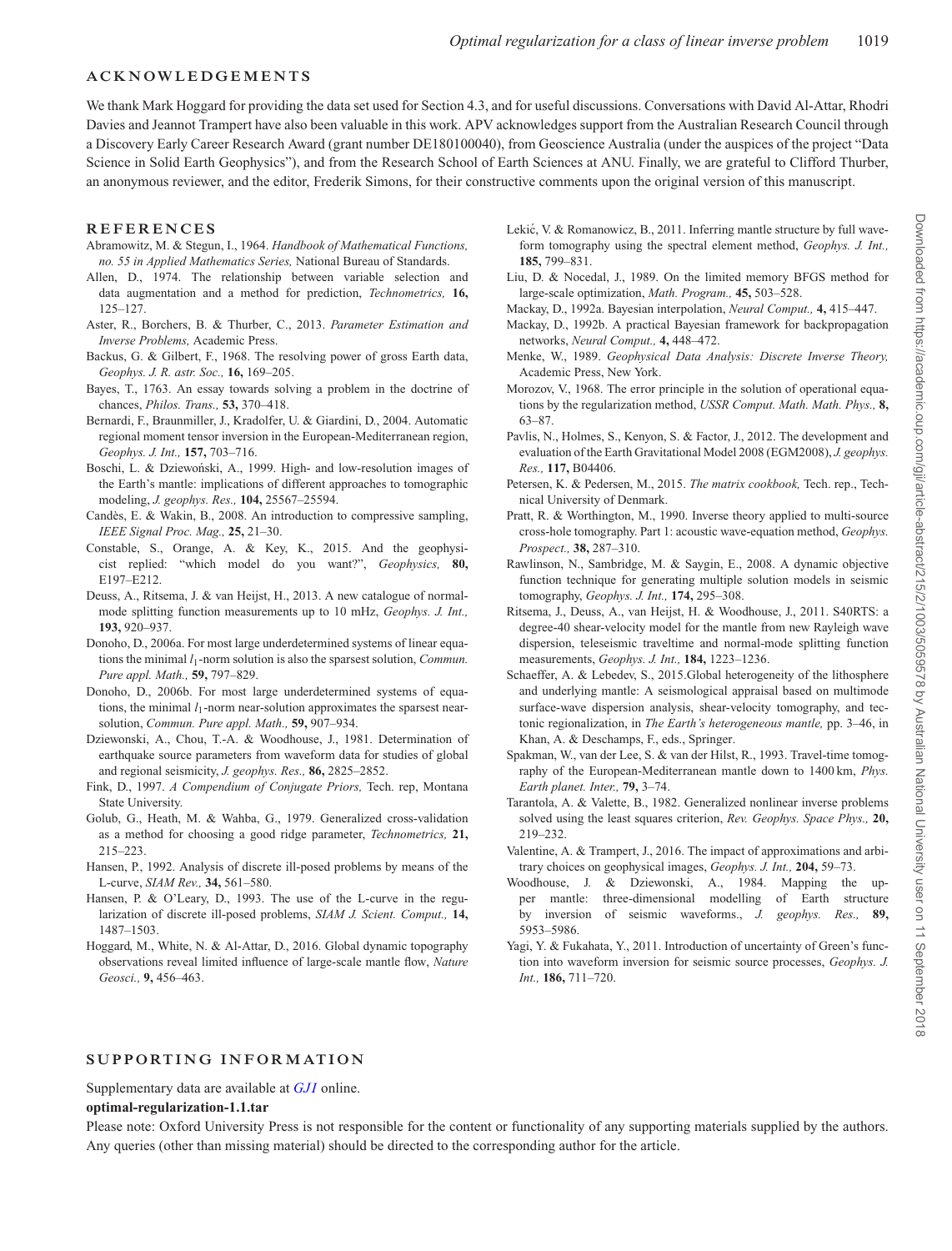## ACKNOWLEDGEMENTS

We thank Mark Hoggard for providing the data set used for Section 4.3, and for useful discussions. Conversations with David Al-Attar, Rhodri Davies and Jeannot Trampert have also been valuable in this work. APV acknowledges support from the Australian Research Council through a Discovery Early Career Research Award (grant number DE180100040), from Geoscience Australia (under the auspices of the project "Data Science in Solid Earth Geophysics"), and from the Research School of Earth Sciences at ANU. Finally, we are grateful to Clifford Thurber, an anonymous reviewer, and the editor, Frederik Simons, for their constructive comments upon the original version of this manuscript.

## REFERENCES

Abramowitz, M. & Stegun, I., 1964. *Handbook of Mathematical Functions, no. 55 in Applied Mathematics Series,* National Bureau of Standards.

Allen, D., 1974. The relationship between variable selection and data augmentation and a method for prediction, *Technometrics,* **16,** 125–127.

Aster, R., Borchers, B. & Thurber, C., 2013. *Parameter Estimation and Inverse Problems,* Academic Press.

Backus, G. & Gilbert, F., 1968. The resolving power of gross Earth data, *Geophys. J. R. astr. Soc.,* **16,** 169–205.

Bayes, T., 1763. An essay towards solving a problem in the doctrine of chances, *Philos. Trans.,* **53,** 370–418.

Bernardi, F., Braunmiller, J., Kradolfer, U. & Giardini, D., 2004. Automatic regional moment tensor inversion in the European-Mediterranean region, *Geophys. J. Int.,* **157,** 703–716.

Boschi, L. & Dziewoński, A., 1999. High- and low-resolution images of the Earth's mantle: implications of different approaches to tomographic modeling, *J. geophys. Res.,* **104,** 25567–25594.

Candès, E. & Wakin, B., 2008. An introduction to compressive sampling, *IEEE Signal Proc. Mag.,* **25,** 21–30.

Constable, S., Orange, A. & Key, K., 2015. And the geophysicist replied: "which model do you want?", *Geophysics,* **80,** E197–E212.

Deuss, A., Ritsema, J. & van Heijst, H., 2013. A new catalogue of normal-mode splitting function measurements up to 10 mHz, *Geophys. J. Int.,* **193,** 920–937.

Donoho, D., 2006a. For most large underdetermined systems of linear equations the minimal $l_1$-norm solution is also the sparsest solution, *Commun. Pure appl. Math.,* **59,** 797–829.

Donoho, D., 2006b. For most large underdetermined systems of equations, the minimal $l_1$-norm near-solution approximates the sparsest near-solution, *Commun. Pure appl. Math.,* **59,** 907–934.

Dziewonski, A., Chou, T.-A. & Woodhouse, J., 1981. Determination of earthquake source parameters from waveform data for studies of global and regional seismicity, *J. geophys. Res.,* **86,** 2825–2852.

Fink, D., 1997. *A Compendium of Conjugate Priors,* Tech. rep, Montana State University.

Golub, G., Heath, M. & Wahba, G., 1979. Generalized cross-validation as a method for choosing a good ridge parameter, *Technometrics,* **21,** 215–223.

Hansen, P., 1992. Analysis of discrete ill-posed problems by means of the L-curve, *SIAM Rev.,* **34,** 561–580.

Hansen, P. & O'Leary, D., 1993. The use of the L-curve in the regularization of discrete ill-posed problems, *SIAM J. Scient. Comput.,* **14,** 1487–1503.

Hoggard, M., White, N. & Al-Attar, D., 2016. Global dynamic topography observations reveal limited influence of large-scale mantle flow, *Nature Geosci.,* **9,** 456–463.

Lekić, V. & Romanowicz, B., 2011. Inferring mantle structure by full waveform tomography using the spectral element method, *Geophys. J. Int.,* **185,** 799–831.

Liu, D. & Nocedal, J., 1989. On the limited memory BFGS method for large-scale optimization, *Math. Program.,* **45,** 503–528.

Mackay, D., 1992a. Bayesian interpolation, *Neural Comput.,* **4,** 415–447.

Mackay, D., 1992b. A practical Bayesian framework for backpropagation networks, *Neural Comput.,* **4,** 448–472.

Menke, W., 1989. *Geophysical Data Analysis: Discrete Inverse Theory,* Academic Press, New York.

Morozov, V., 1968. The error principle in the solution of operational equations by the regularization method, *USSR Comput. Math. Math. Phys.,* **8,** 63–87.

Pavlis, N., Holmes, S., Kenyon, S. & Factor, J., 2012. The development and evaluation of the Earth Gravitational Model 2008 (EGM2008), *J. geophys. Res.,* **117,** B04406.

Petersen, K. & Pedersen, M., 2015. *The matrix cookbook,* Tech. rep., Technical University of Denmark.

Pratt, R. & Worthington, M., 1990. Inverse theory applied to multi-source cross-hole tomography. Part 1: acoustic wave-equation method, *Geophys. Prospect.,* **38,** 287–310.

Rawlinson, N., Sambridge, M. & Saygin, E., 2008. A dynamic objective function technique for generating multiple solution models in seismic tomography, *Geophys. J. Int.,* **174,** 295–308.

Ritsema, J., Deuss, A., van Heijst, H. & Woodhouse, J., 2011. S40RTS: a degree-40 shear-velocity model for the mantle from new Rayleigh wave dispersion, teleseismic traveltime and normal-mode splitting function measurements, *Geophys. J. Int.,* **184,** 1223–1236.

Schaeffer, A. & Lebedev, S., 2015.Global heterogeneity of the lithosphere and underlying mantle: A seismological appraisal based on multimode surface-wave dispersion analysis, shear-velocity tomography, and tectonic regionalization, in *The Earth's heterogeneous mantle,* pp. 3–46, in Khan, A. & Deschamps, F., eds., Springer.

Spakman, W., van der Lee, S. & van der Hilst, R., 1993. Travel-time tomography of the European-Mediterranean mantle down to 1400 km, *Phys. Earth planet. Inter.,* **79,** 3–74.

Tarantola, A. & Valette, B., 1982. Generalized nonlinear inverse problems solved using the least squares criterion, *Rev. Geophys. Space Phys.,* **20,** 219–232.

Valentine, A. & Trampert, J., 2016. The impact of approximations and arbitrary choices on geophysical images, *Geophys. J. Int.,* **204,** 59–73.

Woodhouse, J. & Dziewonski, A., 1984. Mapping the upper mantle: three-dimensional modelling of Earth structure by inversion of seismic waveforms., *J. geophys. Res.,* **89,** 5953–5986.

Yagi, Y. & Fukahata, Y., 2011. Introduction of uncertainty of Green's function into waveform inversion for seismic source processes, *Geophys. J. Int.,* **186,** 711–720.

## SUPPORTING INFORMATION

Supplementary data are available at *GJI* online.

**optimal-regularization-1.1.tar**

Please note: Oxford University Press is not responsible for the content or functionality of any supporting materials supplied by the authors. Any queries (other than missing material) should be directed to the corresponding author for the article.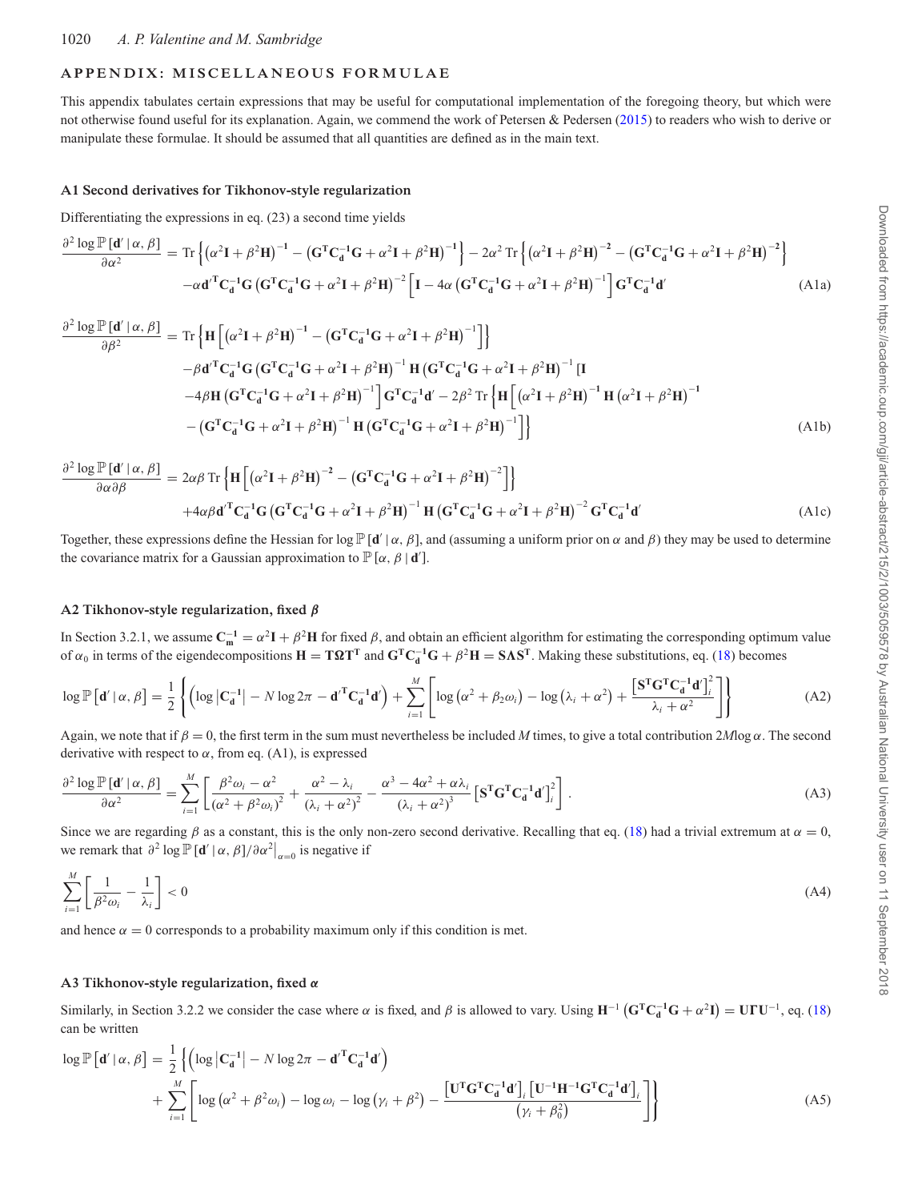## APPENDIX: MISCELLANEOUS FORMULAE

This appendix tabulates certain expressions that may be useful for computational implementation of the foregoing theory, but which were not otherwise found useful for its explanation. Again, we commend the work of Petersen & Pedersen (2015) to readers who wish to derive or manipulate these formulae. It should be assumed that all quantities are defined as in the main text.

### A1 Second derivatives for Tikhonov-style regularization

Differentiating the expressions in eq. (23) a second time yields

$$
\begin{aligned}
\frac{\partial^2 \log \mathbb{P}\left[\mathbf{d}' \,|\, \alpha, \beta\right]}{\partial \alpha^2} = {} & \mathrm{Tr}\left\{\left(\alpha^2\mathbf{I} + \beta^2\mathbf{H}\right)^{-1} - \left(\mathbf{G}^\mathrm{T}\mathbf{C}_\mathbf{d}^{-1}\mathbf{G} + \alpha^2\mathbf{I} + \beta^2\mathbf{H}\right)^{-1}\right\} - 2\alpha^2\,\mathrm{Tr}\left\{\left(\alpha^2\mathbf{I} + \beta^2\mathbf{H}\right)^{-2} - \left(\mathbf{G}^\mathrm{T}\mathbf{C}_\mathbf{d}^{-1}\mathbf{G} + \alpha^2\mathbf{I} + \beta^2\mathbf{H}\right)^{-2}\right\} \\
& - \alpha \mathbf{d}'^\mathrm{T}\mathbf{C}_\mathbf{d}^{-1}\mathbf{G}\left(\mathbf{G}^\mathrm{T}\mathbf{C}_\mathbf{d}^{-1}\mathbf{G} + \alpha^2\mathbf{I} + \beta^2\mathbf{H}\right)^{-2}\left[\mathbf{I} - 4\alpha\left(\mathbf{G}^\mathrm{T}\mathbf{C}_\mathbf{d}^{-1}\mathbf{G} + \alpha^2\mathbf{I} + \beta^2\mathbf{H}\right)^{-1}\right]\mathbf{G}^\mathrm{T}\mathbf{C}_\mathbf{d}^{-1}\mathbf{d}'
\end{aligned}
\tag{A1a}
$$

$$
\begin{aligned}
\frac{\partial^2 \log \mathbb{P}\left[\mathbf{d}' \,|\, \alpha, \beta\right]}{\partial \beta^2} = {} & \mathrm{Tr}\left\{\mathbf{H}\left[\left(\alpha^2\mathbf{I} + \beta^2\mathbf{H}\right)^{-1} - \left(\mathbf{G}^\mathrm{T}\mathbf{C}_\mathbf{d}^{-1}\mathbf{G} + \alpha^2\mathbf{I} + \beta^2\mathbf{H}\right)^{-1}\right]\right\} \\
& - \beta \mathbf{d}'^\mathrm{T}\mathbf{C}_\mathbf{d}^{-1}\mathbf{G}\left(\mathbf{G}^\mathrm{T}\mathbf{C}_\mathbf{d}^{-1}\mathbf{G} + \alpha^2\mathbf{I} + \beta^2\mathbf{H}\right)^{-1}\mathbf{H}\left(\mathbf{G}^\mathrm{T}\mathbf{C}_\mathbf{d}^{-1}\mathbf{G} + \alpha^2\mathbf{I} + \beta^2\mathbf{H}\right)^{-1}\Big[\mathbf{I} \\
& - 4\beta\mathbf{H}\left(\mathbf{G}^\mathrm{T}\mathbf{C}_\mathbf{d}^{-1}\mathbf{G} + \alpha^2\mathbf{I} + \beta^2\mathbf{H}\right)^{-1}\Big]\mathbf{G}^\mathrm{T}\mathbf{C}_\mathbf{d}^{-1}\mathbf{d}' - 2\beta^2\,\mathrm{Tr}\Big\{\mathbf{H}\Big[\left(\alpha^2\mathbf{I} + \beta^2\mathbf{H}\right)^{-1}\mathbf{H}\left(\alpha^2\mathbf{I} + \beta^2\mathbf{H}\right)^{-1} \\
& - \left(\mathbf{G}^\mathrm{T}\mathbf{C}_\mathbf{d}^{-1}\mathbf{G} + \alpha^2\mathbf{I} + \beta^2\mathbf{H}\right)^{-1}\mathbf{H}\left(\mathbf{G}^\mathrm{T}\mathbf{C}_\mathbf{d}^{-1}\mathbf{G} + \alpha^2\mathbf{I} + \beta^2\mathbf{H}\right)^{-1}\Big]\Big\}
\end{aligned}
\tag{A1b}
$$

$$
\begin{aligned}
\frac{\partial^2 \log \mathbb{P}\left[\mathbf{d}' \,|\, \alpha, \beta\right]}{\partial \alpha\,\partial \beta} = {} & 2\alpha\beta\,\mathrm{Tr}\left\{\mathbf{H}\left[\left(\alpha^2\mathbf{I} + \beta^2\mathbf{H}\right)^{-2} - \left(\mathbf{G}^\mathrm{T}\mathbf{C}_\mathbf{d}^{-1}\mathbf{G} + \alpha^2\mathbf{I} + \beta^2\mathbf{H}\right)^{-2}\right]\right\} \\
& + 4\alpha\beta \mathbf{d}'^\mathrm{T}\mathbf{C}_\mathbf{d}^{-1}\mathbf{G}\left(\mathbf{G}^\mathrm{T}\mathbf{C}_\mathbf{d}^{-1}\mathbf{G} + \alpha^2\mathbf{I} + \beta^2\mathbf{H}\right)^{-1}\mathbf{H}\left(\mathbf{G}^\mathrm{T}\mathbf{C}_\mathbf{d}^{-1}\mathbf{G} + \alpha^2\mathbf{I} + \beta^2\mathbf{H}\right)^{-2}\mathbf{G}^\mathrm{T}\mathbf{C}_\mathbf{d}^{-1}\mathbf{d}'
\end{aligned}
\tag{A1c}
$$

Together, these expressions define the Hessian for $\log \mathbb{P}\left[\mathbf{d}' \,|\, \alpha, \beta\right]$, and (assuming a uniform prior on $\alpha$ and $\beta$) they may be used to determine the covariance matrix for a Gaussian approximation to $\mathbb{P}\left[\alpha, \beta \,|\, \mathbf{d}'\right]$.

### A2 Tikhonov-style regularization, fixed $\beta$

In Section 3.2.1, we assume $\mathbf{C}_\mathbf{m}^{-1} = \alpha^2\mathbf{I} + \beta^2\mathbf{H}$ for fixed $\beta$, and obtain an efficient algorithm for estimating the corresponding optimum value of $\alpha_0$ in terms of the eigendecompositions $\mathbf{H} = \mathbf{T}\boldsymbol{\Omega}\mathbf{T}^\mathrm{T}$ and $\mathbf{G}^\mathrm{T}\mathbf{C}_\mathbf{d}^{-1}\mathbf{G} + \beta^2\mathbf{H} = \mathbf{S}\boldsymbol{\Lambda}\mathbf{S}^\mathrm{T}$. Making these substitutions, eq. (18) becomes

$$
\log \mathbb{P}\left[\mathbf{d}' \,|\, \alpha, \beta\right] = \frac{1}{2}\left\{\left(\log\left|\mathbf{C}_\mathbf{d}^{-1}\right| - N\log 2\pi - \mathbf{d}'^\mathrm{T}\mathbf{C}_\mathbf{d}^{-1}\mathbf{d}'\right) + \sum_{i=1}^{M}\left[\log\left(\alpha^2 + \beta_2\omega_i\right) - \log\left(\lambda_i + \alpha^2\right) + \frac{\left[\mathbf{S}^\mathrm{T}\mathbf{G}^\mathrm{T}\mathbf{C}_\mathbf{d}^{-1}\mathbf{d}'\right]_i^2}{\lambda_i + \alpha^2}\right]\right\}
\tag{A2}
$$

Again, we note that if $\beta = 0$, the first term in the sum must nevertheless be included $M$ times, to give a total contribution $2M\log\alpha$. The second derivative with respect to $\alpha$, from eq. (A1), is expressed

$$
\frac{\partial^2 \log \mathbb{P}\left[\mathbf{d}' \,|\, \alpha, \beta\right]}{\partial \alpha^2} = \sum_{i=1}^{M}\left[\frac{\beta^2\omega_i - \alpha^2}{\left(\alpha^2 + \beta^2\omega_i\right)^2} + \frac{\alpha^2 - \lambda_i}{\left(\lambda_i + \alpha^2\right)^2} - \frac{\alpha^3 - 4\alpha^2 + \alpha\lambda_i}{\left(\lambda_i + \alpha^2\right)^3}\left[\mathbf{S}^\mathrm{T}\mathbf{G}^\mathrm{T}\mathbf{C}_\mathbf{d}^{-1}\mathbf{d}'\right]_i^2\right].
\tag{A3}
$$

Since we are regarding $\beta$ as a constant, this is the only non-zero second derivative. Recalling that eq. (18) had a trivial extremum at $\alpha = 0$, we remark that $\partial^2 \log \mathbb{P}\left[\mathbf{d}' \,|\, \alpha, \beta\right] / \partial\alpha^2\big|_{\alpha=0}$ is negative if

$$
\sum_{i=1}^{M}\left[\frac{1}{\beta^2\omega_i} - \frac{1}{\lambda_i}\right] < 0
\tag{A4}
$$

and hence $\alpha = 0$ corresponds to a probability maximum only if this condition is met.

### A3 Tikhonov-style regularization, fixed $\alpha$

Similarly, in Section 3.2.2 we consider the case where $\alpha$ is fixed, and $\beta$ is allowed to vary. Using $\mathbf{H}^{-1}\left(\mathbf{G}^\mathrm{T}\mathbf{C}_\mathbf{d}^{-1}\mathbf{G} + \alpha^2\mathbf{I}\right) = \mathbf{U}\boldsymbol{\Gamma}\mathbf{U}^{-1}$, eq. (18) can be written

$$
\begin{aligned}
\log \mathbb{P}\left[\mathbf{d}' \,|\, \alpha, \beta\right] = {} & \frac{1}{2}\Bigg\{\left(\log\left|\mathbf{C}_\mathbf{d}^{-1}\right| - N\log 2\pi - \mathbf{d}'^\mathrm{T}\mathbf{C}_\mathbf{d}^{-1}\mathbf{d}'\right) \\
& + \sum_{i=1}^{M}\left[\log\left(\alpha^2 + \beta^2\omega_i\right) - \log\omega_i - \log\left(\gamma_i + \beta^2\right) - \frac{\left[\mathbf{U}^\mathrm{T}\mathbf{G}^\mathrm{T}\mathbf{C}_\mathbf{d}^{-1}\mathbf{d}'\right]_i\left[\mathbf{U}^{-1}\mathbf{H}^{-1}\mathbf{G}^\mathrm{T}\mathbf{C}_\mathbf{d}^{-1}\mathbf{d}'\right]_i}{\left(\gamma_i + \beta_0^2\right)}\right]\Bigg\}
\end{aligned}
\tag{A5}
$$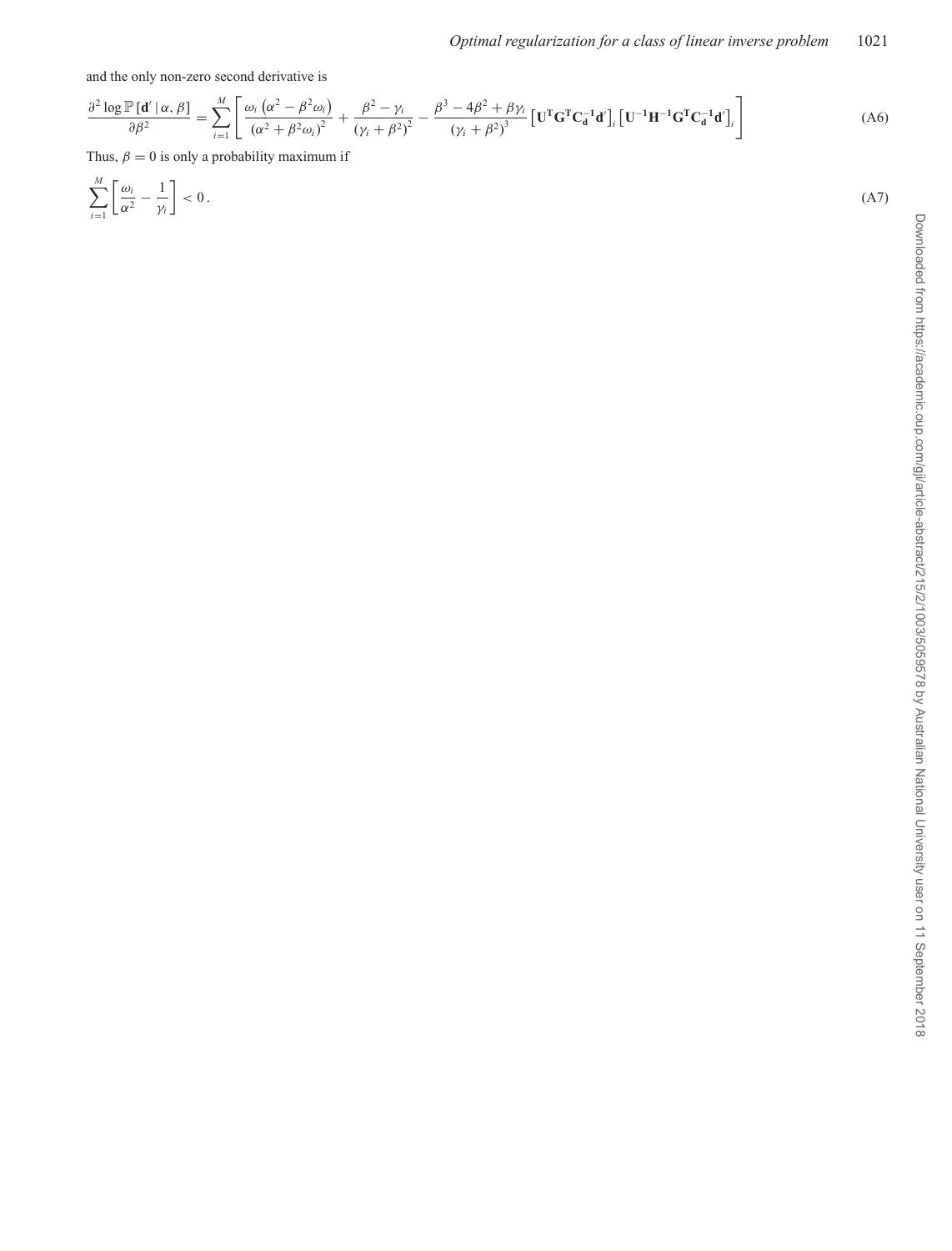and the only non-zero second derivative is

$$\frac{\partial^2 \log \mathbb{P}[\mathbf{d}' \mid \alpha, \beta]}{\partial \beta^2} = \sum_{i=1}^{M} \left[ \frac{\omega_i \left(\alpha^2 - \beta^2 \omega_i\right)}{\left(\alpha^2 + \beta^2 \omega_i\right)^2} + \frac{\beta^2 - \gamma_i}{\left(\gamma_i + \beta^2\right)^2} - \frac{\beta^3 - 4\beta^2 + \beta\gamma_i}{\left(\gamma_i + \beta^2\right)^3} \left[\mathbf{U}^{\mathbf{T}}\mathbf{G}^{\mathbf{T}}\mathbf{C}_{\mathbf{d}}^{-1}\mathbf{d}'\right]_i \left[\mathbf{U}^{-1}\mathbf{H}^{-1}\mathbf{G}^{\mathbf{T}}\mathbf{C}_{\mathbf{d}}^{-1}\mathbf{d}'\right]_i \right] \tag{A6}$$

Thus, $\beta = 0$ is only a probability maximum if

$$\sum_{i=1}^{M} \left[ \frac{\omega_i}{\alpha^2} - \frac{1}{\gamma_i} \right] < 0\,. \tag{A7}$$